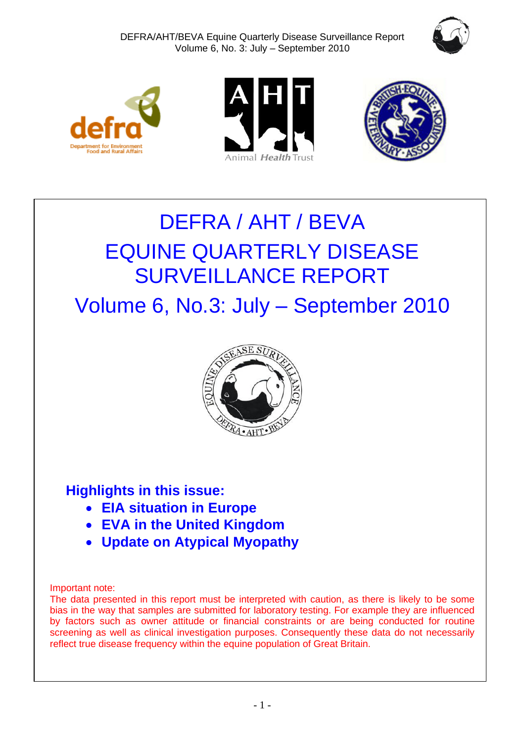# DEFRA / AHT / BEVA

# EQUINE QUARTERLY DISEASE SURVEILLANCE REPORT

## Volume 6, No.3: July – September 2010

### Highlights in this issue:

- **EIA situation in Europe**
- **EVA in the United Kingdom**
- **Update on Atypical Myopathy**

Important note:
The data presented in this report must be interpreted with caution, as there is likely to be some bias in the way that samples are submitted for laboratory testing. For example they are influenced by factors such as owner attitude or financial constraints or are being conducted for routine screening as well as clinical investigation purposes. Consequently these data do not necessarily reflect true disease frequency within the equine population of Great Britain.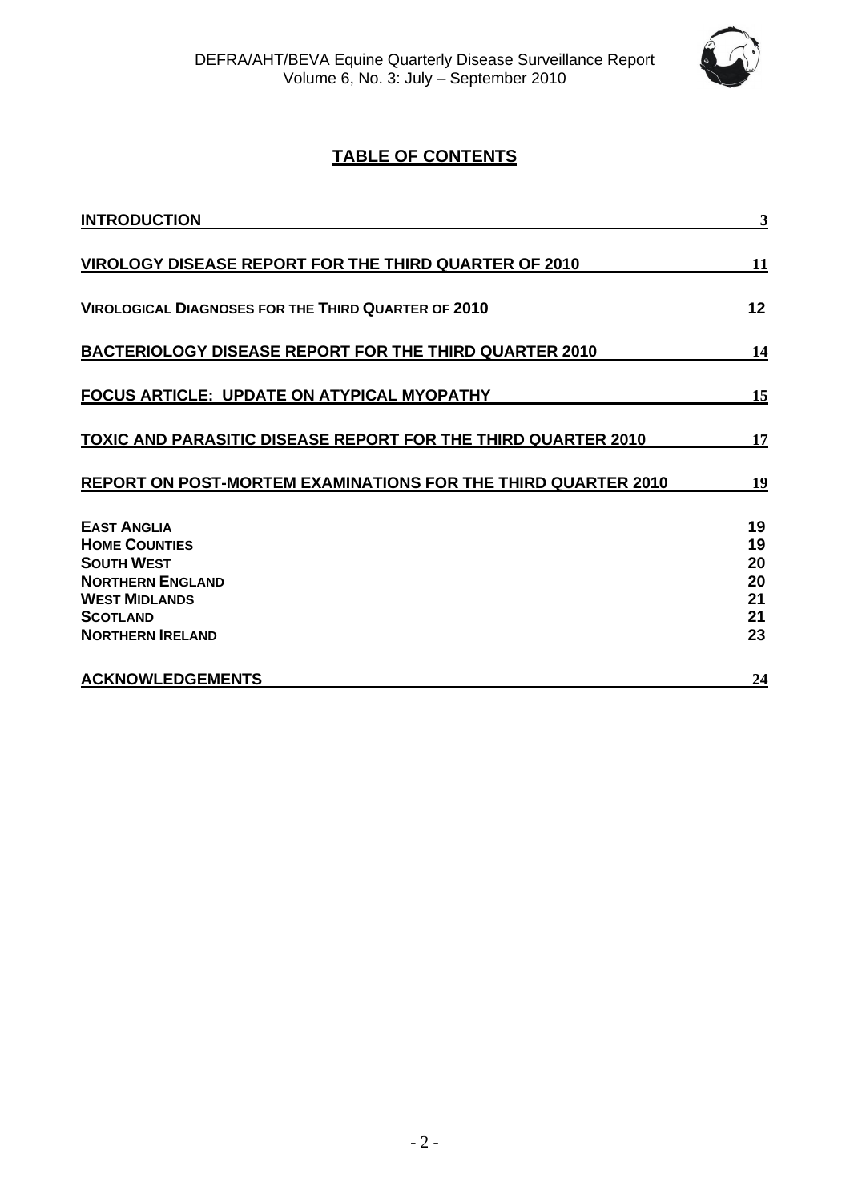## TABLE OF CONTENTS

| | |
|---|---|
| **INTRODUCTION** | 3 |
| **VIROLOGY DISEASE REPORT FOR THE THIRD QUARTER OF 2010** | 11 |
| **VIROLOGICAL DIAGNOSES FOR THE THIRD QUARTER OF 2010** | 12 |
| **BACTERIOLOGY DISEASE REPORT FOR THE THIRD QUARTER 2010** | 14 |
| **FOCUS ARTICLE: UPDATE ON ATYPICAL MYOPATHY** | 15 |
| **TOXIC AND PARASITIC DISEASE REPORT FOR THE THIRD QUARTER 2010** | 17 |
| **REPORT ON POST-MORTEM EXAMINATIONS FOR THE THIRD QUARTER 2010** | 19 |
| **EAST ANGLIA** | 19 |
| **HOME COUNTIES** | 19 |
| **SOUTH WEST** | 20 |
| **NORTHERN ENGLAND** | 20 |
| **WEST MIDLANDS** | 21 |
| **SCOTLAND** | 21 |
| **NORTHERN IRELAND** | 23 |
| **ACKNOWLEDGEMENTS** | 24 |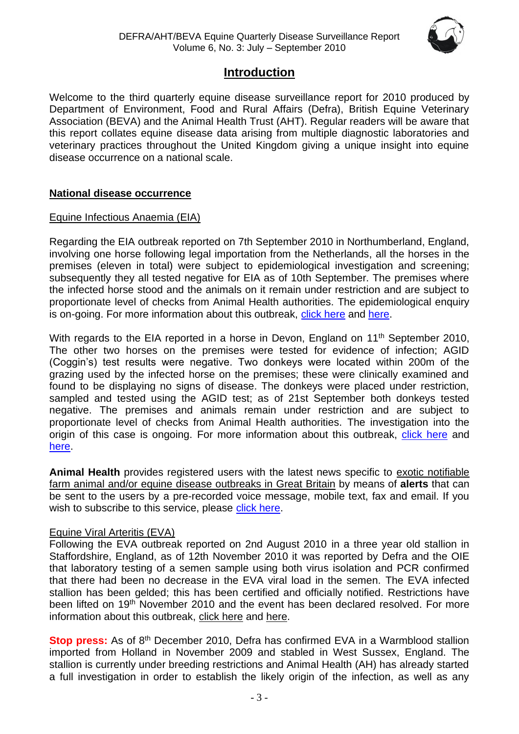# Introduction

Welcome to the third quarterly equine disease surveillance report for 2010 produced by Department of Environment, Food and Rural Affairs (Defra), British Equine Veterinary Association (BEVA) and the Animal Health Trust (AHT). Regular readers will be aware that this report collates equine disease data arising from multiple diagnostic laboratories and veterinary practices throughout the United Kingdom giving a unique insight into equine disease occurrence on a national scale.

## National disease occurrence

### Equine Infectious Anaemia (EIA)

Regarding the EIA outbreak reported on 7th September 2010 in Northumberland, England, involving one horse following legal importation from the Netherlands, all the horses in the premises (eleven in total) were subject to epidemiological investigation and screening; subsequently they all tested negative for EIA as of 10th September. The premises where the infected horse stood and the animals on it remain under restriction and are subject to proportionate level of checks from Animal Health authorities. The epidemiological enquiry is on-going. For more information about this outbreak, click here and here.

With regards to the EIA reported in a horse in Devon, England on 11th September 2010, The other two horses on the premises were tested for evidence of infection; AGID (Coggin's) test results were negative. Two donkeys were located within 200m of the grazing used by the infected horse on the premises; these were clinically examined and found to be displaying no signs of disease. The donkeys were placed under restriction, sampled and tested using the AGID test; as of 21st September both donkeys tested negative. The premises and animals remain under restriction and are subject to proportionate level of checks from Animal Health authorities. The investigation into the origin of this case is ongoing. For more information about this outbreak, click here and here.

**Animal Health** provides registered users with the latest news specific to exotic notifiable farm animal and/or equine disease outbreaks in Great Britain by means of **alerts** that can be sent to the users by a pre-recorded voice message, mobile text, fax and email. If you wish to subscribe to this service, please click here.

### Equine Viral Arteritis (EVA)

Following the EVA outbreak reported on 2nd August 2010 in a three year old stallion in Staffordshire, England, as of 12th November 2010 it was reported by Defra and the OIE that laboratory testing of a semen sample using both virus isolation and PCR confirmed that there had been no decrease in the EVA viral load in the semen. The EVA infected stallion has been gelded; this has been certified and officially notified. Restrictions have been lifted on 19th November 2010 and the event has been declared resolved. For more information about this outbreak, click here and here.

**Stop press:** As of 8th December 2010, Defra has confirmed EVA in a Warmblood stallion imported from Holland in November 2009 and stabled in West Sussex, England. The stallion is currently under breeding restrictions and Animal Health (AH) has already started a full investigation in order to establish the likely origin of the infection, as well as any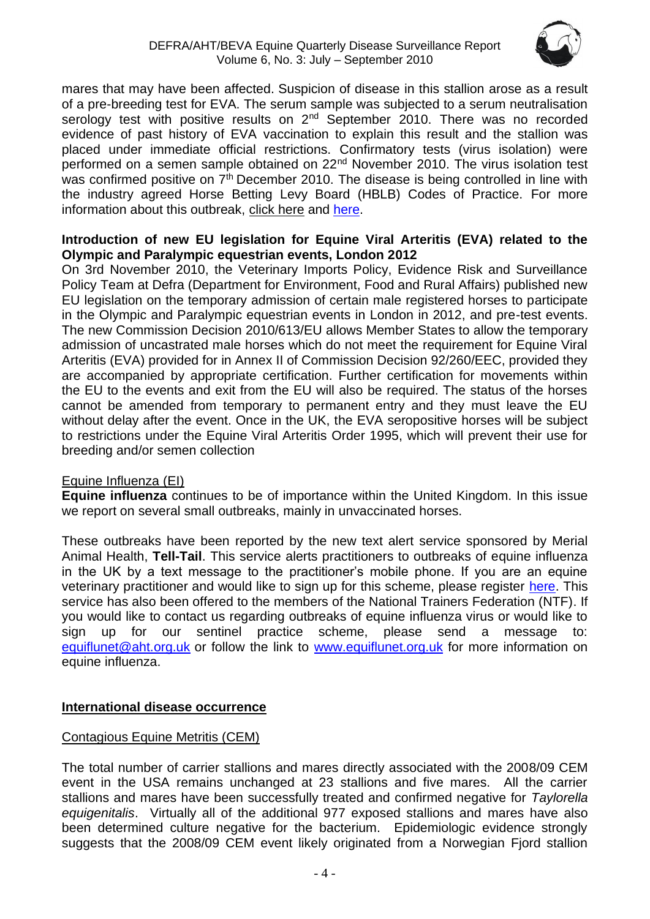mares that may have been affected. Suspicion of disease in this stallion arose as a result of a pre-breeding test for EVA. The serum sample was subjected to a serum neutralisation serology test with positive results on 2nd September 2010. There was no recorded evidence of past history of EVA vaccination to explain this result and the stallion was placed under immediate official restrictions. Confirmatory tests (virus isolation) were performed on a semen sample obtained on 22nd November 2010. The virus isolation test was confirmed positive on 7th December 2010. The disease is being controlled in line with the industry agreed Horse Betting Levy Board (HBLB) Codes of Practice. For more information about this outbreak, click here and here.

**Introduction of new EU legislation for Equine Viral Arteritis (EVA) related to the Olympic and Paralympic equestrian events, London 2012**

On 3rd November 2010, the Veterinary Imports Policy, Evidence Risk and Surveillance Policy Team at Defra (Department for Environment, Food and Rural Affairs) published new EU legislation on the temporary admission of certain male registered horses to participate in the Olympic and Paralympic equestrian events in London in 2012, and pre-test events. The new Commission Decision 2010/613/EU allows Member States to allow the temporary admission of uncastrated male horses which do not meet the requirement for Equine Viral Arteritis (EVA) provided for in Annex II of Commission Decision 92/260/EEC, provided they are accompanied by appropriate certification. Further certification for movements within the EU to the events and exit from the EU will also be required. The status of the horses cannot be amended from temporary to permanent entry and they must leave the EU without delay after the event. Once in the UK, the EVA seropositive horses will be subject to restrictions under the Equine Viral Arteritis Order 1995, which will prevent their use for breeding and/or semen collection

Equine Influenza (EI)

**Equine influenza** continues to be of importance within the United Kingdom. In this issue we report on several small outbreaks, mainly in unvaccinated horses.

These outbreaks have been reported by the new text alert service sponsored by Merial Animal Health, **Tell-Tail**. This service alerts practitioners to outbreaks of equine influenza in the UK by a text message to the practitioner's mobile phone. If you are an equine veterinary practitioner and would like to sign up for this scheme, please register here. This service has also been offered to the members of the National Trainers Federation (NTF). If you would like to contact us regarding outbreaks of equine influenza virus or would like to sign up for our sentinel practice scheme, please send a message to: equiflunet@aht.org.uk or follow the link to www.equiflunet.org.uk for more information on equine influenza.

## International disease occurrence

Contagious Equine Metritis (CEM)

The total number of carrier stallions and mares directly associated with the 2008/09 CEM event in the USA remains unchanged at 23 stallions and five mares. All the carrier stallions and mares have been successfully treated and confirmed negative for *Taylorella equigenitalis*. Virtually all of the additional 977 exposed stallions and mares have also been determined culture negative for the bacterium. Epidemiologic evidence strongly suggests that the 2008/09 CEM event likely originated from a Norwegian Fjord stallion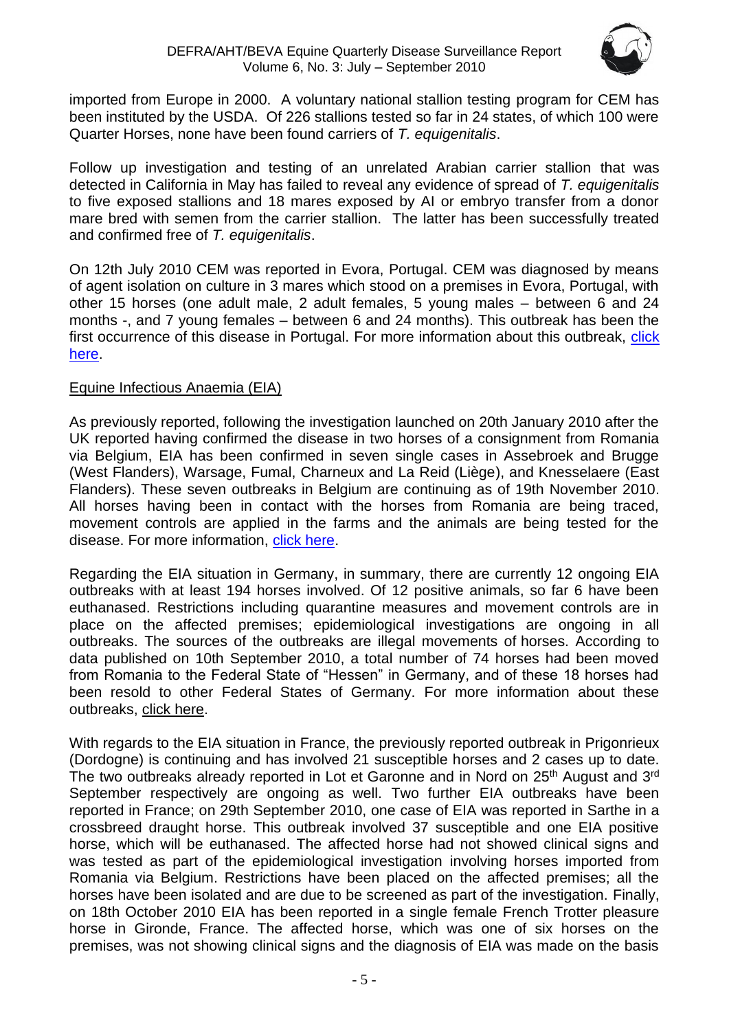imported from Europe in 2000. A voluntary national stallion testing program for CEM has been instituted by the USDA. Of 226 stallions tested so far in 24 states, of which 100 were Quarter Horses, none have been found carriers of *T. equigenitalis*.

Follow up investigation and testing of an unrelated Arabian carrier stallion that was detected in California in May has failed to reveal any evidence of spread of *T. equigenitalis* to five exposed stallions and 18 mares exposed by AI or embryo transfer from a donor mare bred with semen from the carrier stallion. The latter has been successfully treated and confirmed free of *T. equigenitalis*.

On 12th July 2010 CEM was reported in Evora, Portugal. CEM was diagnosed by means of agent isolation on culture in 3 mares which stood on a premises in Evora, Portugal, with other 15 horses (one adult male, 2 adult females, 5 young males – between 6 and 24 months -, and 7 young females – between 6 and 24 months). This outbreak has been the first occurrence of this disease in Portugal. For more information about this outbreak, click here.

## Equine Infectious Anaemia (EIA)

As previously reported, following the investigation launched on 20th January 2010 after the UK reported having confirmed the disease in two horses of a consignment from Romania via Belgium, EIA has been confirmed in seven single cases in Assebroek and Brugge (West Flanders), Warsage, Fumal, Charneux and La Reid (Liège), and Knesselaere (East Flanders). These seven outbreaks in Belgium are continuing as of 19th November 2010. All horses having been in contact with the horses from Romania are being traced, movement controls are applied in the farms and the animals are being tested for the disease. For more information, click here.

Regarding the EIA situation in Germany, in summary, there are currently 12 ongoing EIA outbreaks with at least 194 horses involved. Of 12 positive animals, so far 6 have been euthanased. Restrictions including quarantine measures and movement controls are in place on the affected premises; epidemiological investigations are ongoing in all outbreaks. The sources of the outbreaks are illegal movements of horses. According to data published on 10th September 2010, a total number of 74 horses had been moved from Romania to the Federal State of "Hessen" in Germany, and of these 18 horses had been resold to other Federal States of Germany. For more information about these outbreaks, click here.

With regards to the EIA situation in France, the previously reported outbreak in Prigonrieux (Dordogne) is continuing and has involved 21 susceptible horses and 2 cases up to date. The two outbreaks already reported in Lot et Garonne and in Nord on 25th August and 3rd September respectively are ongoing as well. Two further EIA outbreaks have been reported in France; on 29th September 2010, one case of EIA was reported in Sarthe in a crossbreed draught horse. This outbreak involved 37 susceptible and one EIA positive horse, which will be euthanased. The affected horse had not showed clinical signs and was tested as part of the epidemiological investigation involving horses imported from Romania via Belgium. Restrictions have been placed on the affected premises; all the horses have been isolated and are due to be screened as part of the investigation. Finally, on 18th October 2010 EIA has been reported in a single female French Trotter pleasure horse in Gironde, France. The affected horse, which was one of six horses on the premises, was not showing clinical signs and the diagnosis of EIA was made on the basis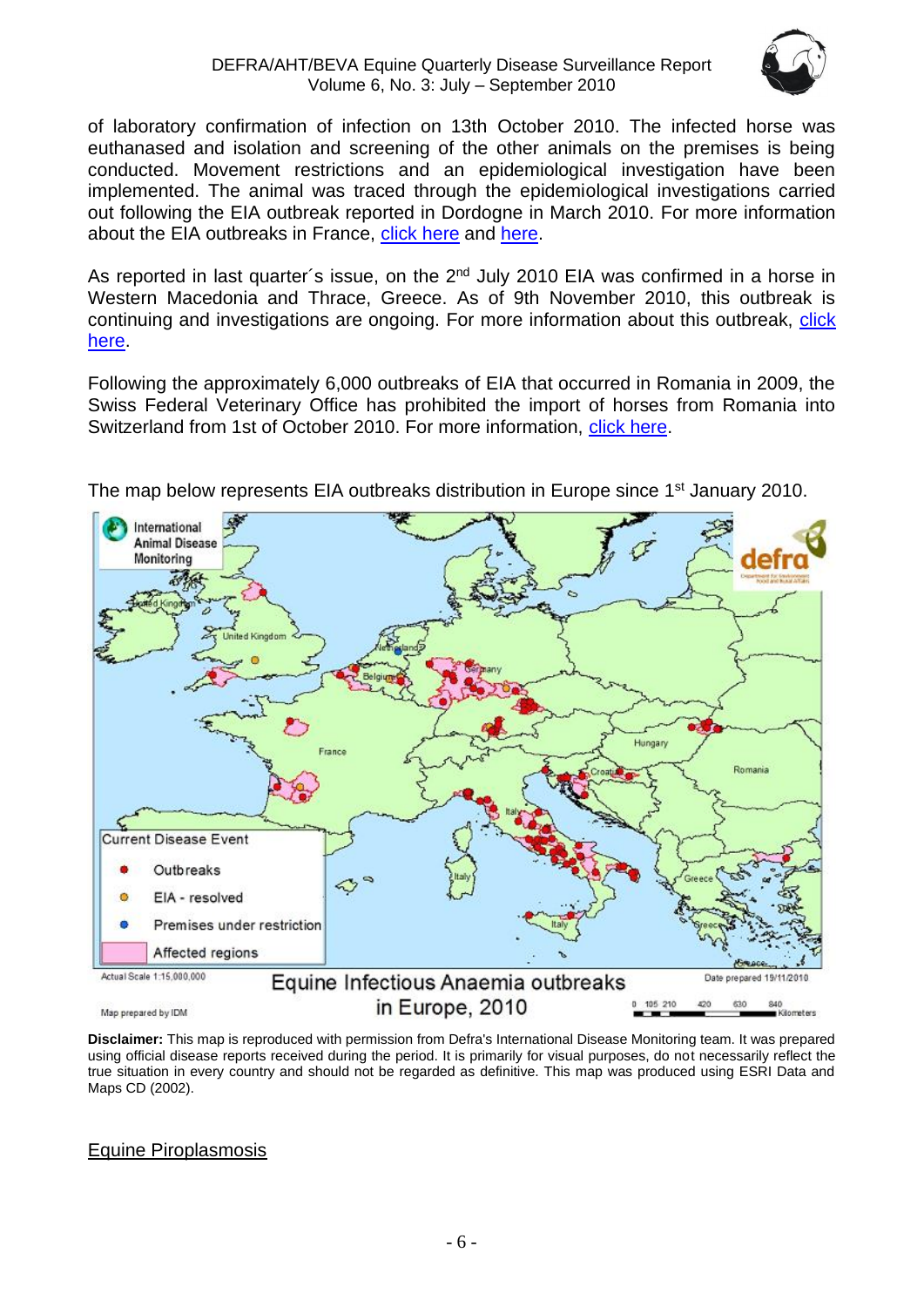of laboratory confirmation of infection on 13th October 2010. The infected horse was euthanased and isolation and screening of the other animals on the premises is being conducted. Movement restrictions and an epidemiological investigation have been implemented. The animal was traced through the epidemiological investigations carried out following the EIA outbreak reported in Dordogne in March 2010. For more information about the EIA outbreaks in France, click here and here.

As reported in last quarter´s issue, on the 2nd July 2010 EIA was confirmed in a horse in Western Macedonia and Thrace, Greece. As of 9th November 2010, this outbreak is continuing and investigations are ongoing. For more information about this outbreak, click here.

Following the approximately 6,000 outbreaks of EIA that occurred in Romania in 2009, the Swiss Federal Veterinary Office has prohibited the import of horses from Romania into Switzerland from 1st of October 2010. For more information, click here.

The map below represents EIA outbreaks distribution in Europe since 1st January 2010.

Equine Infectious Anaemia outbreaks in Europe, 2010

**Disclaimer:** This map is reproduced with permission from Defra's International Disease Monitoring team. It was prepared using official disease reports received during the period. It is primarily for visual purposes, do not necessarily reflect the true situation in every country and should not be regarded as definitive. This map was produced using ESRI Data and Maps CD (2002).

## Equine Piroplasmosis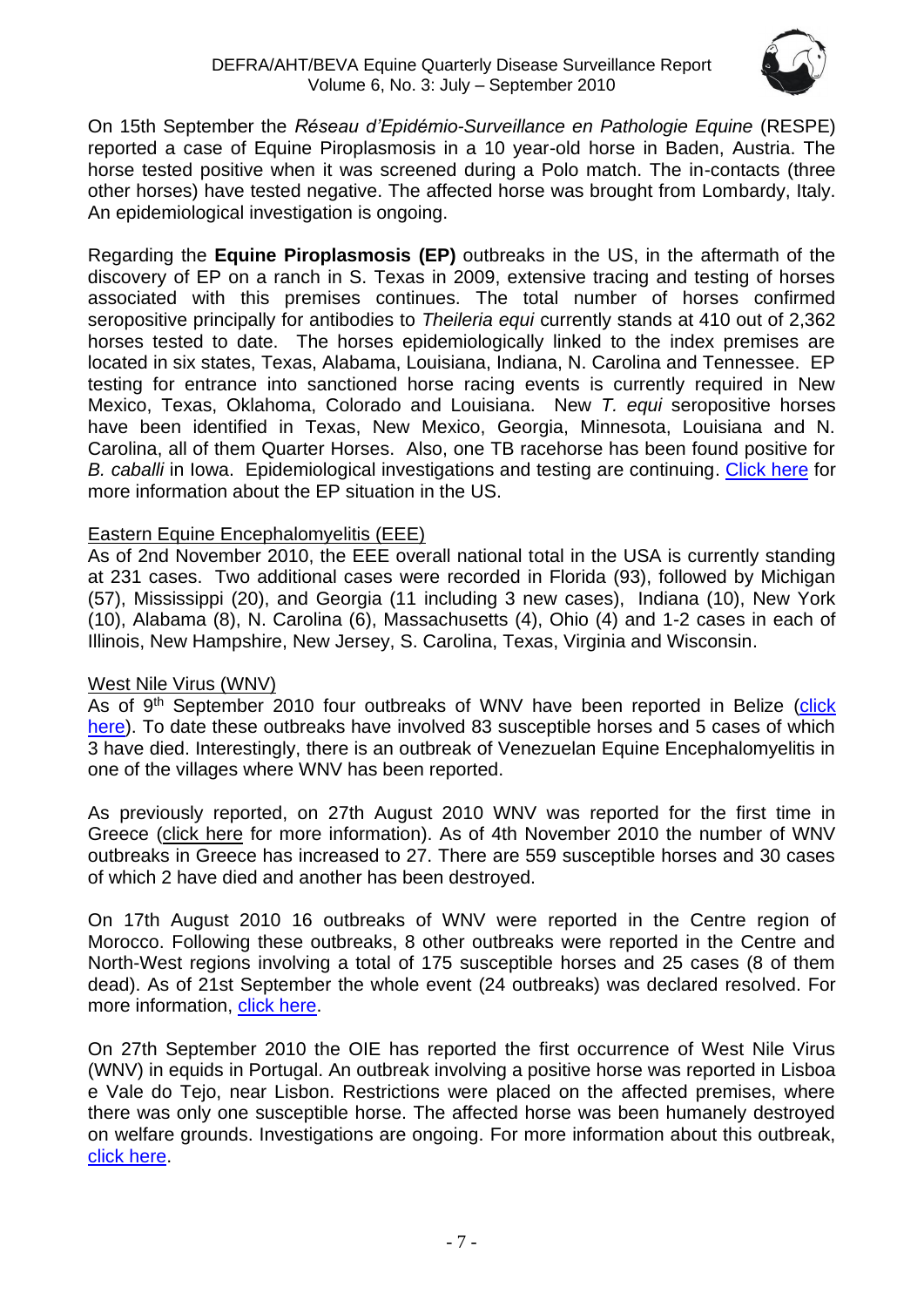On 15th September the *Réseau d'Epidémio-Surveillance en Pathologie Equine* (RESPE) reported a case of Equine Piroplasmosis in a 10 year-old horse in Baden, Austria. The horse tested positive when it was screened during a Polo match. The in-contacts (three other horses) have tested negative. The affected horse was brought from Lombardy, Italy. An epidemiological investigation is ongoing.

Regarding the **Equine Piroplasmosis (EP)** outbreaks in the US, in the aftermath of the discovery of EP on a ranch in S. Texas in 2009, extensive tracing and testing of horses associated with this premises continues. The total number of horses confirmed seropositive principally for antibodies to *Theileria equi* currently stands at 410 out of 2,362 horses tested to date. The horses epidemiologically linked to the index premises are located in six states, Texas, Alabama, Louisiana, Indiana, N. Carolina and Tennessee. EP testing for entrance into sanctioned horse racing events is currently required in New Mexico, Texas, Oklahoma, Colorado and Louisiana. New *T. equi* seropositive horses have been identified in Texas, New Mexico, Georgia, Minnesota, Louisiana and N. Carolina, all of them Quarter Horses. Also, one TB racehorse has been found positive for *B. caballi* in Iowa. Epidemiological investigations and testing are continuing. Click here for more information about the EP situation in the US.

## Eastern Equine Encephalomyelitis (EEE)

As of 2nd November 2010, the EEE overall national total in the USA is currently standing at 231 cases. Two additional cases were recorded in Florida (93), followed by Michigan (57), Mississippi (20), and Georgia (11 including 3 new cases), Indiana (10), New York (10), Alabama (8), N. Carolina (6), Massachusetts (4), Ohio (4) and 1-2 cases in each of Illinois, New Hampshire, New Jersey, S. Carolina, Texas, Virginia and Wisconsin.

## West Nile Virus (WNV)

As of 9th September 2010 four outbreaks of WNV have been reported in Belize (click here). To date these outbreaks have involved 83 susceptible horses and 5 cases of which 3 have died. Interestingly, there is an outbreak of Venezuelan Equine Encephalomyelitis in one of the villages where WNV has been reported.

As previously reported, on 27th August 2010 WNV was reported for the first time in Greece (click here for more information). As of 4th November 2010 the number of WNV outbreaks in Greece has increased to 27. There are 559 susceptible horses and 30 cases of which 2 have died and another has been destroyed.

On 17th August 2010 16 outbreaks of WNV were reported in the Centre region of Morocco. Following these outbreaks, 8 other outbreaks were reported in the Centre and North-West regions involving a total of 175 susceptible horses and 25 cases (8 of them dead). As of 21st September the whole event (24 outbreaks) was declared resolved. For more information, click here.

On 27th September 2010 the OIE has reported the first occurrence of West Nile Virus (WNV) in equids in Portugal. An outbreak involving a positive horse was reported in Lisboa e Vale do Tejo, near Lisbon. Restrictions were placed on the affected premises, where there was only one susceptible horse. The affected horse was been humanely destroyed on welfare grounds. Investigations are ongoing. For more information about this outbreak, click here.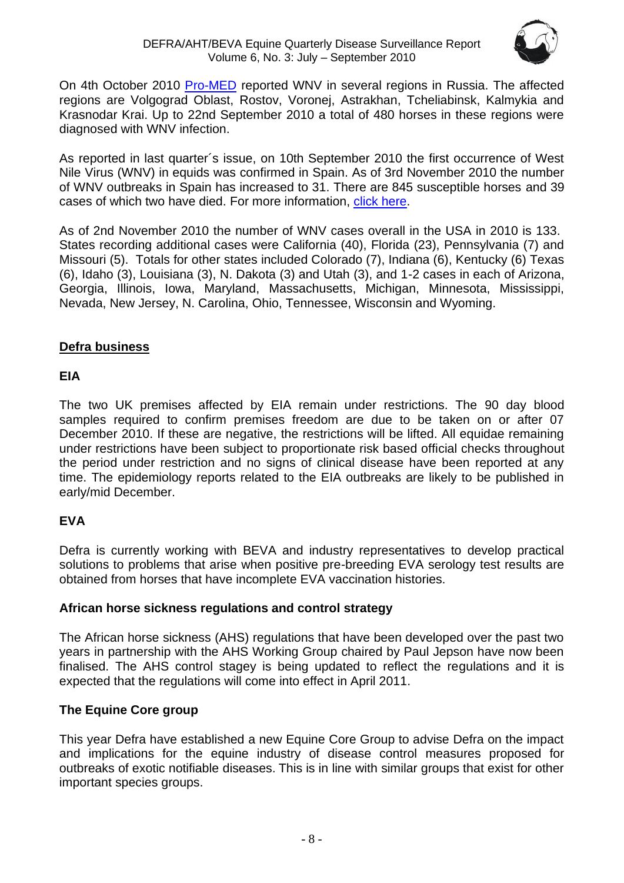On 4th October 2010 Pro-MED reported WNV in several regions in Russia. The affected regions are Volgograd Oblast, Rostov, Voronej, Astrakhan, Tcheliabinsk, Kalmykia and Krasnodar Krai. Up to 22nd September 2010 a total of 480 horses in these regions were diagnosed with WNV infection.

As reported in last quarter´s issue, on 10th September 2010 the first occurrence of West Nile Virus (WNV) in equids was confirmed in Spain. As of 3rd November 2010 the number of WNV outbreaks in Spain has increased to 31. There are 845 susceptible horses and 39 cases of which two have died. For more information, click here.

As of 2nd November 2010 the number of WNV cases overall in the USA in 2010 is 133. States recording additional cases were California (40), Florida (23), Pennsylvania (7) and Missouri (5). Totals for other states included Colorado (7), Indiana (6), Kentucky (6) Texas (6), Idaho (3), Louisiana (3), N. Dakota (3) and Utah (3), and 1-2 cases in each of Arizona, Georgia, Illinois, Iowa, Maryland, Massachusetts, Michigan, Minnesota, Mississippi, Nevada, New Jersey, N. Carolina, Ohio, Tennessee, Wisconsin and Wyoming.

## Defra business

### EIA

The two UK premises affected by EIA remain under restrictions. The 90 day blood samples required to confirm premises freedom are due to be taken on or after 07 December 2010. If these are negative, the restrictions will be lifted. All equidae remaining under restrictions have been subject to proportionate risk based official checks throughout the period under restriction and no signs of clinical disease have been reported at any time. The epidemiology reports related to the EIA outbreaks are likely to be published in early/mid December.

### EVA

Defra is currently working with BEVA and industry representatives to develop practical solutions to problems that arise when positive pre-breeding EVA serology test results are obtained from horses that have incomplete EVA vaccination histories.

### African horse sickness regulations and control strategy

The African horse sickness (AHS) regulations that have been developed over the past two years in partnership with the AHS Working Group chaired by Paul Jepson have now been finalised. The AHS control stagey is being updated to reflect the regulations and it is expected that the regulations will come into effect in April 2011.

### The Equine Core group

This year Defra have established a new Equine Core Group to advise Defra on the impact and implications for the equine industry of disease control measures proposed for outbreaks of exotic notifiable diseases. This is in line with similar groups that exist for other important species groups.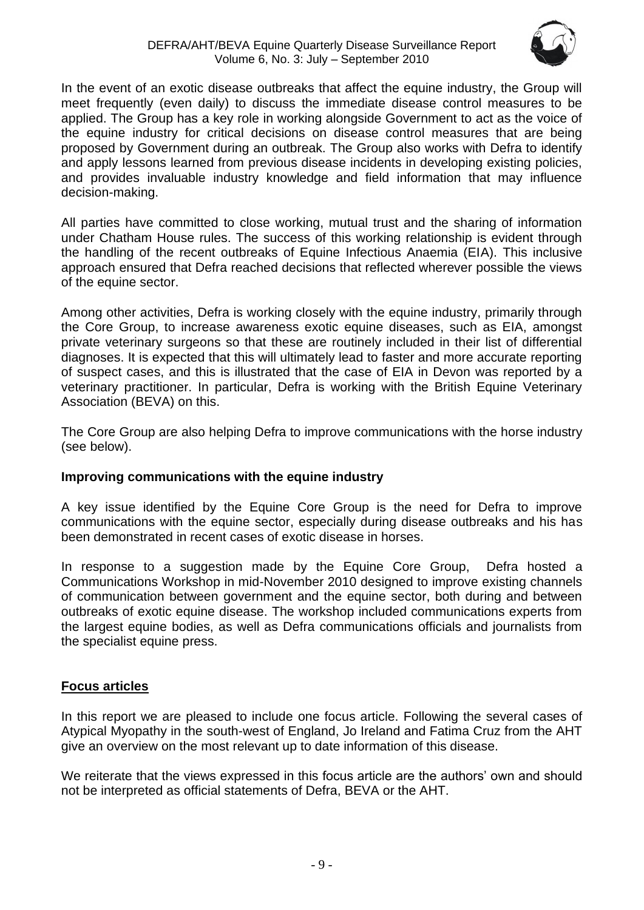In the event of an exotic disease outbreaks that affect the equine industry, the Group will meet frequently (even daily) to discuss the immediate disease control measures to be applied. The Group has a key role in working alongside Government to act as the voice of the equine industry for critical decisions on disease control measures that are being proposed by Government during an outbreak. The Group also works with Defra to identify and apply lessons learned from previous disease incidents in developing existing policies, and provides invaluable industry knowledge and field information that may influence decision-making.

All parties have committed to close working, mutual trust and the sharing of information under Chatham House rules. The success of this working relationship is evident through the handling of the recent outbreaks of Equine Infectious Anaemia (EIA). This inclusive approach ensured that Defra reached decisions that reflected wherever possible the views of the equine sector.

Among other activities, Defra is working closely with the equine industry, primarily through the Core Group, to increase awareness exotic equine diseases, such as EIA, amongst private veterinary surgeons so that these are routinely included in their list of differential diagnoses. It is expected that this will ultimately lead to faster and more accurate reporting of suspect cases, and this is illustrated that the case of EIA in Devon was reported by a veterinary practitioner. In particular, Defra is working with the British Equine Veterinary Association (BEVA) on this.

The Core Group are also helping Defra to improve communications with the horse industry (see below).

### Improving communications with the equine industry

A key issue identified by the Equine Core Group is the need for Defra to improve communications with the equine sector, especially during disease outbreaks and his has been demonstrated in recent cases of exotic disease in horses.

In response to a suggestion made by the Equine Core Group, Defra hosted a Communications Workshop in mid-November 2010 designed to improve existing channels of communication between government and the equine sector, both during and between outbreaks of exotic equine disease. The workshop included communications experts from the largest equine bodies, as well as Defra communications officials and journalists from the specialist equine press.

## Focus articles

In this report we are pleased to include one focus article. Following the several cases of Atypical Myopathy in the south-west of England, Jo Ireland and Fatima Cruz from the AHT give an overview on the most relevant up to date information of this disease.

We reiterate that the views expressed in this focus article are the authors' own and should not be interpreted as official statements of Defra, BEVA or the AHT.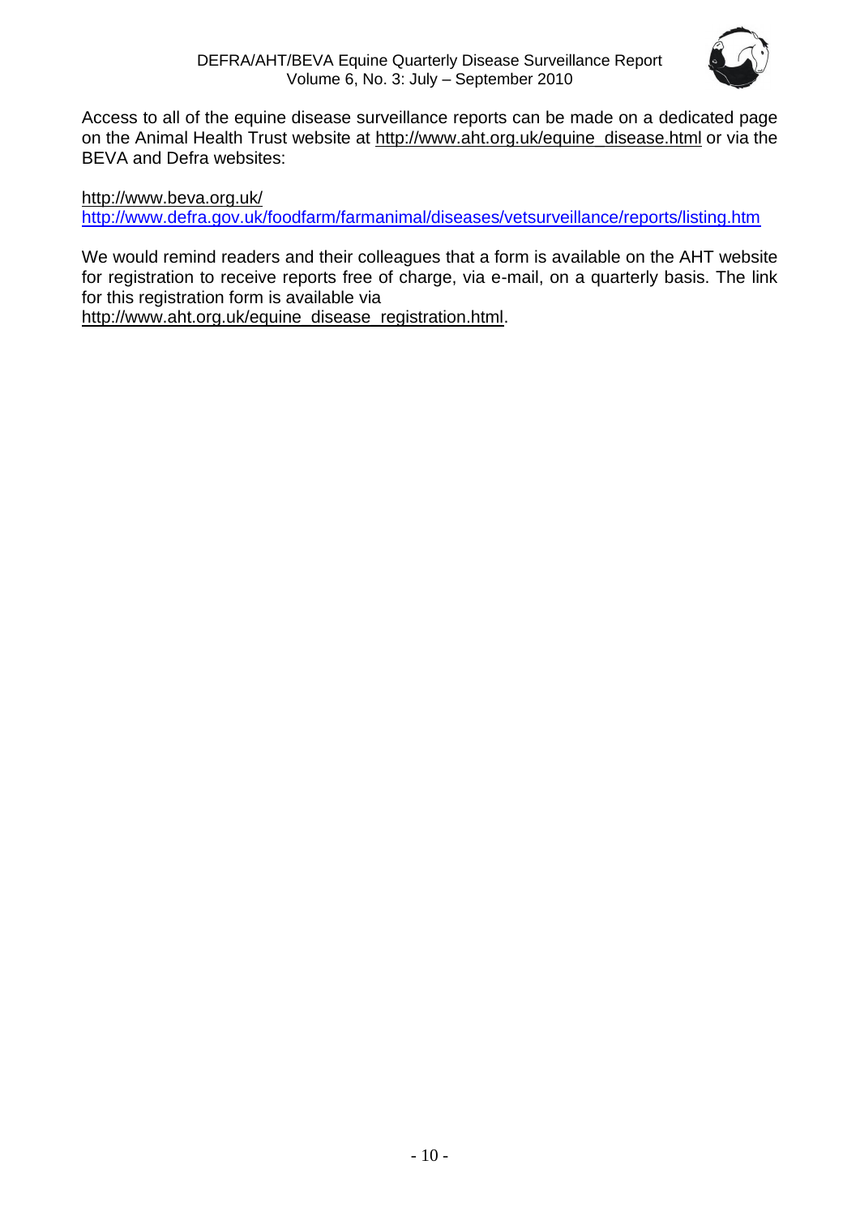Access to all of the equine disease surveillance reports can be made on a dedicated page on the Animal Health Trust website at http://www.aht.org.uk/equine_disease.html or via the BEVA and Defra websites:

http://www.beva.org.uk/
http://www.defra.gov.uk/foodfarm/farmanimal/diseases/vetsurveillance/reports/listing.htm

We would remind readers and their colleagues that a form is available on the AHT website for registration to receive reports free of charge, via e-mail, on a quarterly basis. The link for this registration form is available via http://www.aht.org.uk/equine_disease_registration.html.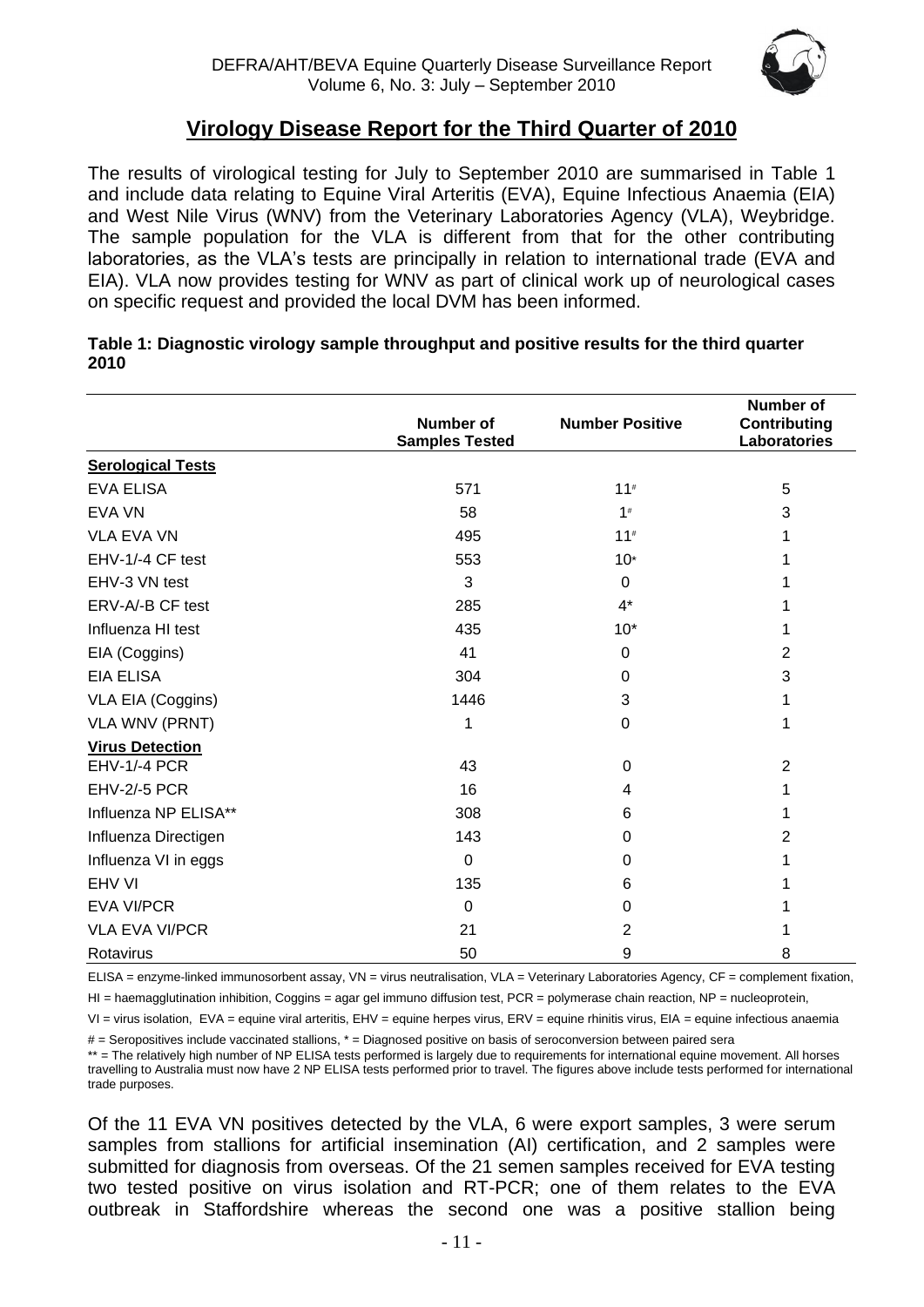## Virology Disease Report for the Third Quarter of 2010

The results of virological testing for July to September 2010 are summarised in Table 1 and include data relating to Equine Viral Arteritis (EVA), Equine Infectious Anaemia (EIA) and West Nile Virus (WNV) from the Veterinary Laboratories Agency (VLA), Weybridge. The sample population for the VLA is different from that for the other contributing laboratories, as the VLA's tests are principally in relation to international trade (EVA and EIA). VLA now provides testing for WNV as part of clinical work up of neurological cases on specific request and provided the local DVM has been informed.

**Table 1: Diagnostic virology sample throughput and positive results for the third quarter 2010**

| | Number of Samples Tested | Number Positive | Number of Contributing Laboratories |
|---|---|---|---|
| **Serological Tests** | | | |
| EVA ELISA | 571 | 11# | 5 |
| EVA VN | 58 | 1# | 3 |
| VLA EVA VN | 495 | 11# | 1 |
| EHV-1/-4 CF test | 553 | 10* | 1 |
| EHV-3 VN test | 3 | 0 | 1 |
| ERV-A/-B CF test | 285 | 4* | 1 |
| Influenza HI test | 435 | 10* | 1 |
| EIA (Coggins) | 41 | 0 | 2 |
| EIA ELISA | 304 | 0 | 3 |
| VLA EIA (Coggins) | 1446 | 3 | 1 |
| VLA WNV (PRNT) | 1 | 0 | 1 |
| **Virus Detection** | | | |
| EHV-1/-4 PCR | 43 | 0 | 2 |
| EHV-2/-5 PCR | 16 | 4 | 1 |
| Influenza NP ELISA** | 308 | 6 | 1 |
| Influenza Directigen | 143 | 0 | 2 |
| Influenza VI in eggs | 0 | 0 | 1 |
| EHV VI | 135 | 6 | 1 |
| EVA VI/PCR | 0 | 0 | 1 |
| VLA EVA VI/PCR | 21 | 2 | 1 |
| Rotavirus | 50 | 9 | 8 |

ELISA = enzyme-linked immunosorbent assay, VN = virus neutralisation, VLA = Veterinary Laboratories Agency, CF = complement fixation, HI = haemagglutination inhibition, Coggins = agar gel immuno diffusion test, PCR = polymerase chain reaction, NP = nucleoprotein, VI = virus isolation, EVA = equine viral arteritis, EHV = equine herpes virus, ERV = equine rhinitis virus, EIA = equine infectious anaemia

# = Seropositives include vaccinated stallions, * = Diagnosed positive on basis of seroconversion between paired sera

** = The relatively high number of NP ELISA tests performed is largely due to requirements for international equine movement. All horses travelling to Australia must now have 2 NP ELISA tests performed prior to travel. The figures above include tests performed for international trade purposes.

Of the 11 EVA VN positives detected by the VLA, 6 were export samples, 3 were serum samples from stallions for artificial insemination (AI) certification, and 2 samples were submitted for diagnosis from overseas. Of the 21 semen samples received for EVA testing two tested positive on virus isolation and RT-PCR; one of them relates to the EVA outbreak in Staffordshire whereas the second one was a positive stallion being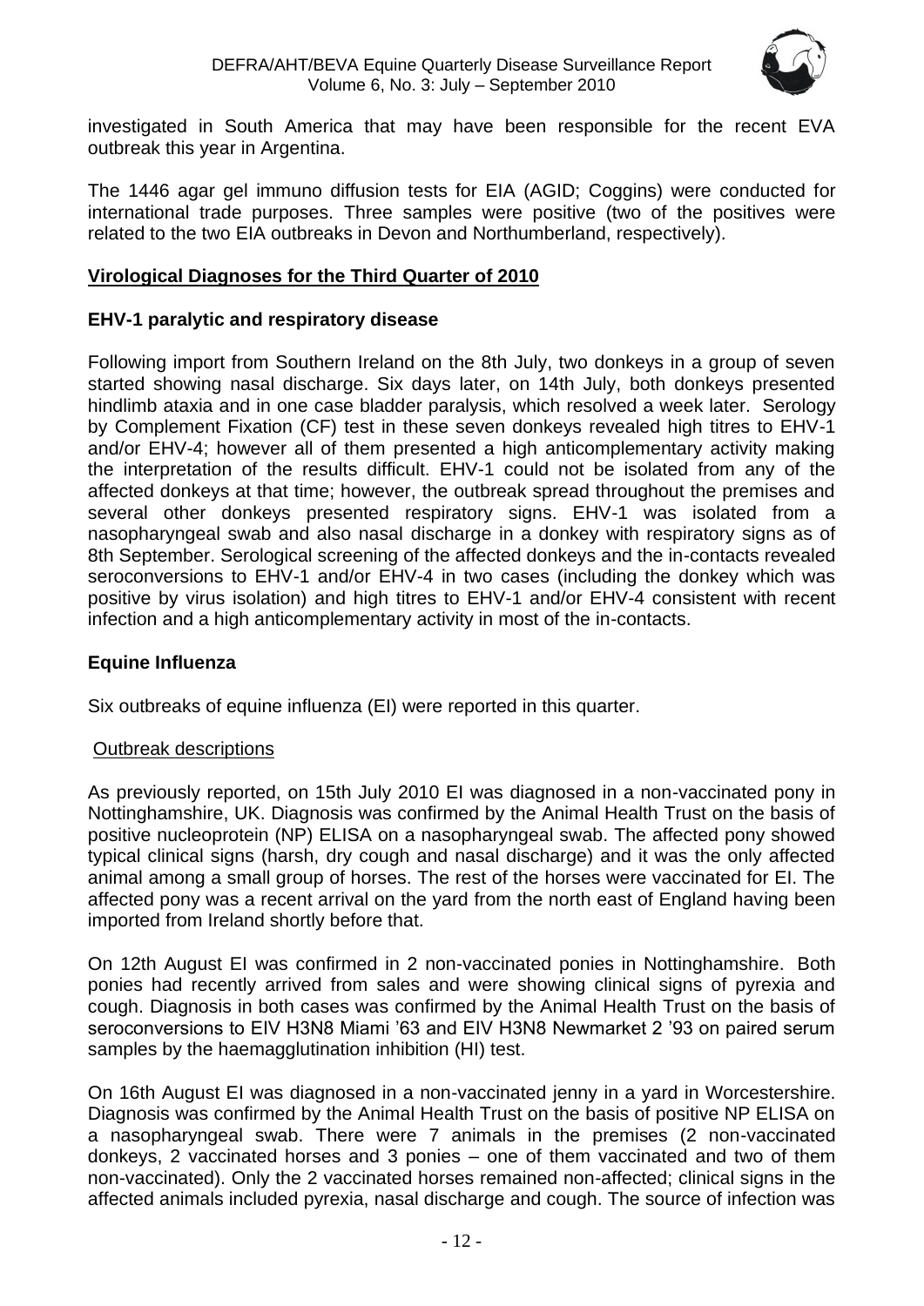investigated in South America that may have been responsible for the recent EVA outbreak this year in Argentina.

The 1446 agar gel immuno diffusion tests for EIA (AGID; Coggins) were conducted for international trade purposes. Three samples were positive (two of the positives were related to the two EIA outbreaks in Devon and Northumberland, respectively).

## Virological Diagnoses for the Third Quarter of 2010

### EHV-1 paralytic and respiratory disease

Following import from Southern Ireland on the 8th July, two donkeys in a group of seven started showing nasal discharge. Six days later, on 14th July, both donkeys presented hindlimb ataxia and in one case bladder paralysis, which resolved a week later. Serology by Complement Fixation (CF) test in these seven donkeys revealed high titres to EHV-1 and/or EHV-4; however all of them presented a high anticomplementary activity making the interpretation of the results difficult. EHV-1 could not be isolated from any of the affected donkeys at that time; however, the outbreak spread throughout the premises and several other donkeys presented respiratory signs. EHV-1 was isolated from a nasopharyngeal swab and also nasal discharge in a donkey with respiratory signs as of 8th September. Serological screening of the affected donkeys and the in-contacts revealed seroconversions to EHV-1 and/or EHV-4 in two cases (including the donkey which was positive by virus isolation) and high titres to EHV-1 and/or EHV-4 consistent with recent infection and a high anticomplementary activity in most of the in-contacts.

### Equine Influenza

Six outbreaks of equine influenza (EI) were reported in this quarter.

#### Outbreak descriptions

As previously reported, on 15th July 2010 EI was diagnosed in a non-vaccinated pony in Nottinghamshire, UK. Diagnosis was confirmed by the Animal Health Trust on the basis of positive nucleoprotein (NP) ELISA on a nasopharyngeal swab. The affected pony showed typical clinical signs (harsh, dry cough and nasal discharge) and it was the only affected animal among a small group of horses. The rest of the horses were vaccinated for EI. The affected pony was a recent arrival on the yard from the north east of England having been imported from Ireland shortly before that.

On 12th August EI was confirmed in 2 non-vaccinated ponies in Nottinghamshire. Both ponies had recently arrived from sales and were showing clinical signs of pyrexia and cough. Diagnosis in both cases was confirmed by the Animal Health Trust on the basis of seroconversions to EIV H3N8 Miami '63 and EIV H3N8 Newmarket 2 '93 on paired serum samples by the haemagglutination inhibition (HI) test.

On 16th August EI was diagnosed in a non-vaccinated jenny in a yard in Worcestershire. Diagnosis was confirmed by the Animal Health Trust on the basis of positive NP ELISA on a nasopharyngeal swab. There were 7 animals in the premises (2 non-vaccinated donkeys, 2 vaccinated horses and 3 ponies – one of them vaccinated and two of them non-vaccinated). Only the 2 vaccinated horses remained non-affected; clinical signs in the affected animals included pyrexia, nasal discharge and cough. The source of infection was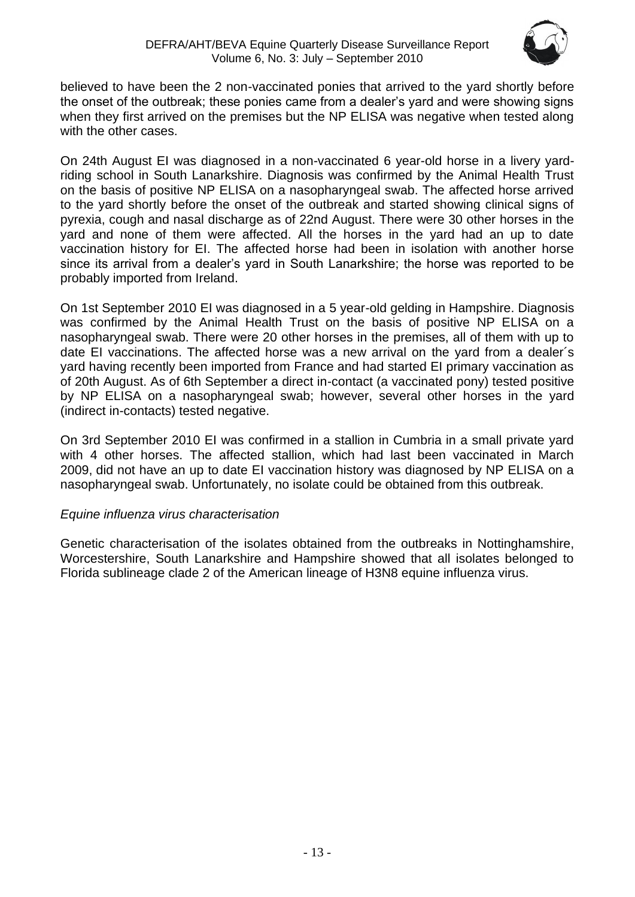believed to have been the 2 non-vaccinated ponies that arrived to the yard shortly before the onset of the outbreak; these ponies came from a dealer's yard and were showing signs when they first arrived on the premises but the NP ELISA was negative when tested along with the other cases.

On 24th August EI was diagnosed in a non-vaccinated 6 year-old horse in a livery yard-riding school in South Lanarkshire. Diagnosis was confirmed by the Animal Health Trust on the basis of positive NP ELISA on a nasopharyngeal swab. The affected horse arrived to the yard shortly before the onset of the outbreak and started showing clinical signs of pyrexia, cough and nasal discharge as of 22nd August. There were 30 other horses in the yard and none of them were affected. All the horses in the yard had an up to date vaccination history for EI. The affected horse had been in isolation with another horse since its arrival from a dealer's yard in South Lanarkshire; the horse was reported to be probably imported from Ireland.

On 1st September 2010 EI was diagnosed in a 5 year-old gelding in Hampshire. Diagnosis was confirmed by the Animal Health Trust on the basis of positive NP ELISA on a nasopharyngeal swab. There were 20 other horses in the premises, all of them with up to date EI vaccinations. The affected horse was a new arrival on the yard from a dealer´s yard having recently been imported from France and had started EI primary vaccination as of 20th August. As of 6th September a direct in-contact (a vaccinated pony) tested positive by NP ELISA on a nasopharyngeal swab; however, several other horses in the yard (indirect in-contacts) tested negative.

On 3rd September 2010 EI was confirmed in a stallion in Cumbria in a small private yard with 4 other horses. The affected stallion, which had last been vaccinated in March 2009, did not have an up to date EI vaccination history was diagnosed by NP ELISA on a nasopharyngeal swab. Unfortunately, no isolate could be obtained from this outbreak.

*Equine influenza virus characterisation*

Genetic characterisation of the isolates obtained from the outbreaks in Nottinghamshire, Worcestershire, South Lanarkshire and Hampshire showed that all isolates belonged to Florida sublineage clade 2 of the American lineage of H3N8 equine influenza virus.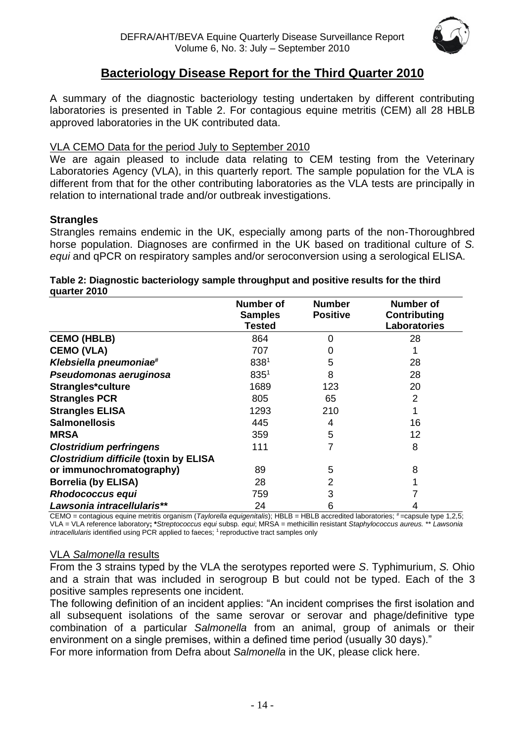## Bacteriology Disease Report for the Third Quarter 2010

A summary of the diagnostic bacteriology testing undertaken by different contributing laboratories is presented in Table 2. For contagious equine metritis (CEM) all 28 HBLB approved laboratories in the UK contributed data.

### VLA CEMO Data for the period July to September 2010

We are again pleased to include data relating to CEM testing from the Veterinary Laboratories Agency (VLA), in this quarterly report. The sample population for the VLA is different from that for the other contributing laboratories as the VLA tests are principally in relation to international trade and/or outbreak investigations.

### Strangles

Strangles remains endemic in the UK, especially among parts of the non-Thoroughbred horse population. Diagnoses are confirmed in the UK based on traditional culture of *S. equi* and qPCR on respiratory samples and/or seroconversion using a serological ELISA.

**Table 2: Diagnostic bacteriology sample throughput and positive results for the third quarter 2010**

| | Number of Samples Tested | Number Positive | Number of Contributing Laboratories |
|---|---|---|---|
| **CEMO (HBLB)** | 864 | 0 | 28 |
| **CEMO (VLA)** | 707 | 0 | 1 |
| ***Klebsiella pneumoniae*#** | 838[1] | 5 | 28 |
| ***Pseudomonas aeruginosa*** | 835[1] | 8 | 28 |
| **Strangles*culture** | 1689 | 123 | 20 |
| **Strangles PCR** | 805 | 65 | 2 |
| **Strangles ELISA** | 1293 | 210 | 1 |
| **Salmonellosis** | 445 | 4 | 16 |
| **MRSA** | 359 | 5 | 12 |
| ***Clostridium perfringens*** | 111 | 7 | 8 |
| ***Clostridium difficile* (toxin by ELISA or immunochromatography)** | 89 | 5 | 8 |
| **Borrelia (by ELISA)** | 28 | 2 | 1 |
| ***Rhodococcus equi*** | 759 | 3 | 7 |
| ***Lawsonia intracellularis*\*\*** | 24 | 6 | 4 |

CEMO = contagious equine metritis organism (*Taylorella equigenitalis*); HBLB = HBLB accredited laboratories; # =capsule type 1,2,5; VLA = VLA reference laboratory; ****Streptococcus equi* subsp*. equi*; MRSA = methicillin resistant *Staphylococcus aureus.* \*\* *Lawsonia intracellularis* identified using PCR applied to faeces; [1] reproductive tract samples only

### VLA *Salmonella* results

From the 3 strains typed by the VLA the serotypes reported were *S*. Typhimurium, *S.* Ohio and a strain that was included in serogroup B but could not be typed. Each of the 3 positive samples represents one incident.

The following definition of an incident applies: "An incident comprises the first isolation and all subsequent isolations of the same serovar or serovar and phage/definitive type combination of a particular *Salmonella* from an animal, group of animals or their environment on a single premises, within a defined time period (usually 30 days)."

For more information from Defra about *Salmonella* in the UK, please click here.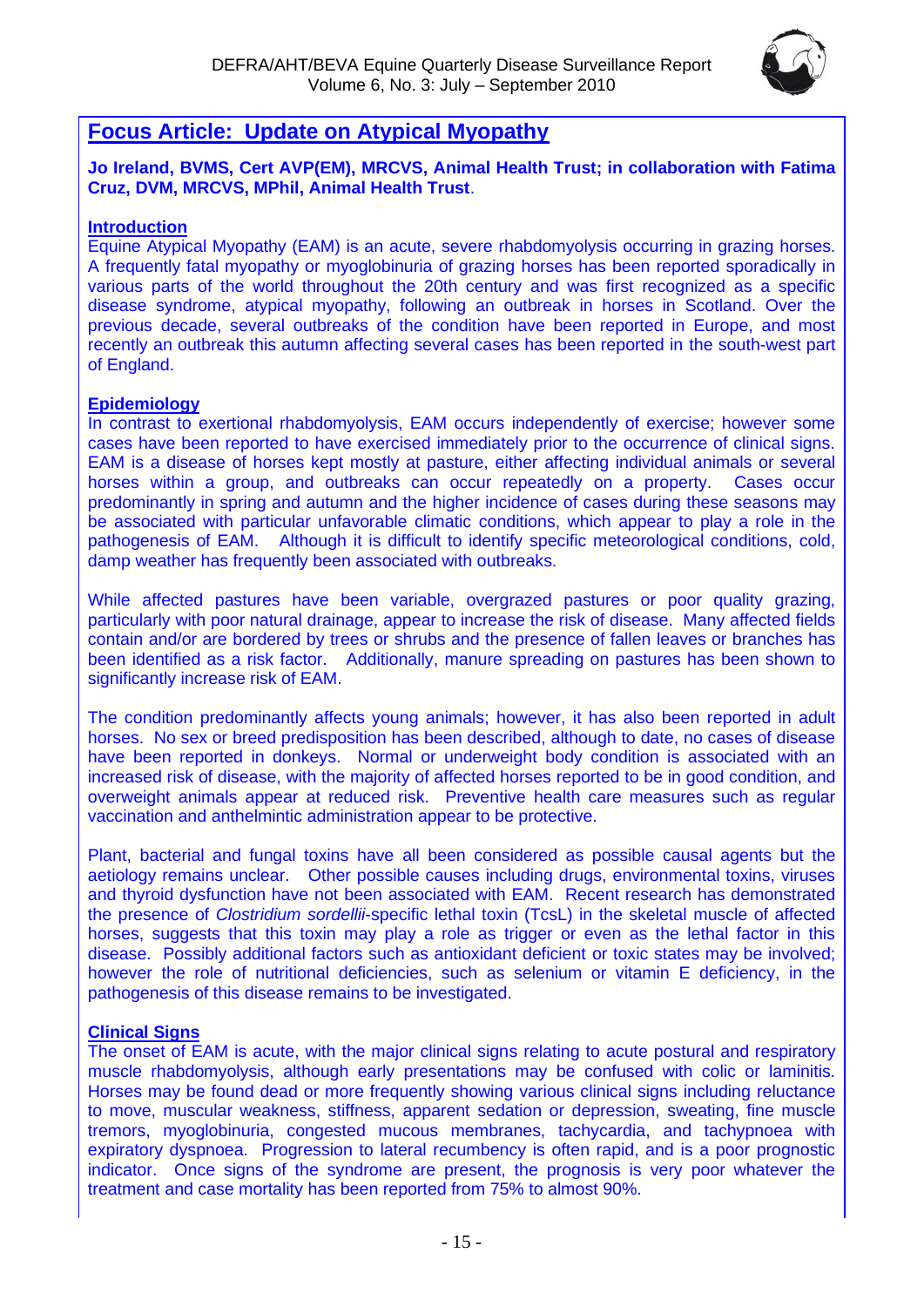## Focus Article: Update on Atypical Myopathy

**Jo Ireland, BVMS, Cert AVP(EM), MRCVS, Animal Health Trust; in collaboration with Fatima Cruz, DVM, MRCVS, MPhil, Animal Health Trust**.

### Introduction

Equine Atypical Myopathy (EAM) is an acute, severe rhabdomyolysis occurring in grazing horses. A frequently fatal myopathy or myoglobinuria of grazing horses has been reported sporadically in various parts of the world throughout the 20th century and was first recognized as a specific disease syndrome, atypical myopathy, following an outbreak in horses in Scotland. Over the previous decade, several outbreaks of the condition have been reported in Europe, and most recently an outbreak this autumn affecting several cases has been reported in the south-west part of England.

### Epidemiology

In contrast to exertional rhabdomyolysis, EAM occurs independently of exercise; however some cases have been reported to have exercised immediately prior to the occurrence of clinical signs. EAM is a disease of horses kept mostly at pasture, either affecting individual animals or several horses within a group, and outbreaks can occur repeatedly on a property. Cases occur predominantly in spring and autumn and the higher incidence of cases during these seasons may be associated with particular unfavorable climatic conditions, which appear to play a role in the pathogenesis of EAM. Although it is difficult to identify specific meteorological conditions, cold, damp weather has frequently been associated with outbreaks.

While affected pastures have been variable, overgrazed pastures or poor quality grazing, particularly with poor natural drainage, appear to increase the risk of disease. Many affected fields contain and/or are bordered by trees or shrubs and the presence of fallen leaves or branches has been identified as a risk factor. Additionally, manure spreading on pastures has been shown to significantly increase risk of EAM.

The condition predominantly affects young animals; however, it has also been reported in adult horses. No sex or breed predisposition has been described, although to date, no cases of disease have been reported in donkeys. Normal or underweight body condition is associated with an increased risk of disease, with the majority of affected horses reported to be in good condition, and overweight animals appear at reduced risk. Preventive health care measures such as regular vaccination and anthelmintic administration appear to be protective.

Plant, bacterial and fungal toxins have all been considered as possible causal agents but the aetiology remains unclear. Other possible causes including drugs, environmental toxins, viruses and thyroid dysfunction have not been associated with EAM. Recent research has demonstrated the presence of *Clostridium sordellii*-specific lethal toxin (TcsL) in the skeletal muscle of affected horses, suggests that this toxin may play a role as trigger or even as the lethal factor in this disease. Possibly additional factors such as antioxidant deficient or toxic states may be involved; however the role of nutritional deficiencies, such as selenium or vitamin E deficiency, in the pathogenesis of this disease remains to be investigated.

### Clinical Signs

The onset of EAM is acute, with the major clinical signs relating to acute postural and respiratory muscle rhabdomyolysis, although early presentations may be confused with colic or laminitis. Horses may be found dead or more frequently showing various clinical signs including reluctance to move, muscular weakness, stiffness, apparent sedation or depression, sweating, fine muscle tremors, myoglobinuria, congested mucous membranes, tachycardia, and tachypnoea with expiratory dyspnoea. Progression to lateral recumbency is often rapid, and is a poor prognostic indicator. Once signs of the syndrome are present, the prognosis is very poor whatever the treatment and case mortality has been reported from 75% to almost 90%.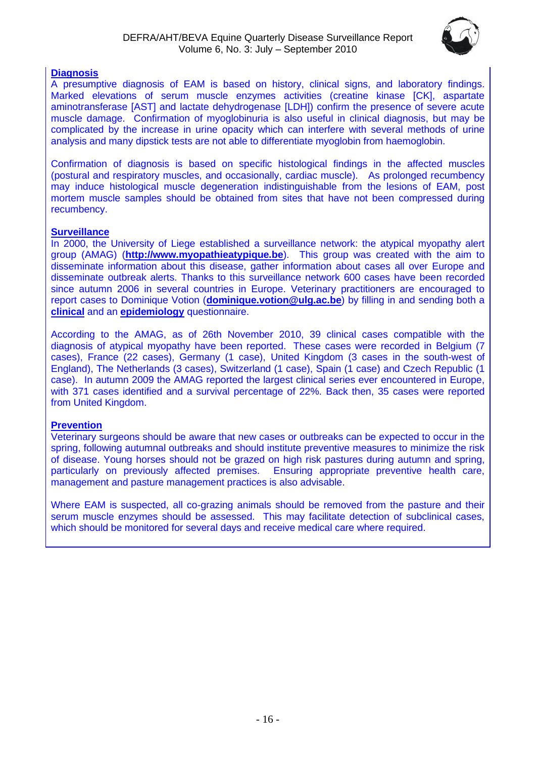**Diagnosis**

A presumptive diagnosis of EAM is based on history, clinical signs, and laboratory findings. Marked elevations of serum muscle enzymes activities (creatine kinase [CK], aspartate aminotransferase [AST] and lactate dehydrogenase [LDH]) confirm the presence of severe acute muscle damage. Confirmation of myoglobinuria is also useful in clinical diagnosis, but may be complicated by the increase in urine opacity which can interfere with several methods of urine analysis and many dipstick tests are not able to differentiate myoglobin from haemoglobin.

Confirmation of diagnosis is based on specific histological findings in the affected muscles (postural and respiratory muscles, and occasionally, cardiac muscle). As prolonged recumbency may induce histological muscle degeneration indistinguishable from the lesions of EAM, post mortem muscle samples should be obtained from sites that have not been compressed during recumbency.

**Surveillance**

In 2000, the University of Liege established a surveillance network: the atypical myopathy alert group (AMAG) (**http://www.myopathieatypique.be**). This group was created with the aim to disseminate information about this disease, gather information about cases all over Europe and disseminate outbreak alerts. Thanks to this surveillance network 600 cases have been recorded since autumn 2006 in several countries in Europe. Veterinary practitioners are encouraged to report cases to Dominique Votion (**dominique.votion@ulg.ac.be**) by filling in and sending both a **clinical** and an **epidemiology** questionnaire.

According to the AMAG, as of 26th November 2010, 39 clinical cases compatible with the diagnosis of atypical myopathy have been reported. These cases were recorded in Belgium (7 cases), France (22 cases), Germany (1 case), United Kingdom (3 cases in the south-west of England), The Netherlands (3 cases), Switzerland (1 case), Spain (1 case) and Czech Republic (1 case). In autumn 2009 the AMAG reported the largest clinical series ever encountered in Europe, with 371 cases identified and a survival percentage of 22%. Back then, 35 cases were reported from United Kingdom.

**Prevention**

Veterinary surgeons should be aware that new cases or outbreaks can be expected to occur in the spring, following autumnal outbreaks and should institute preventive measures to minimize the risk of disease. Young horses should not be grazed on high risk pastures during autumn and spring, particularly on previously affected premises. Ensuring appropriate preventive health care, management and pasture management practices is also advisable.

Where EAM is suspected, all co-grazing animals should be removed from the pasture and their serum muscle enzymes should be assessed. This may facilitate detection of subclinical cases, which should be monitored for several days and receive medical care where required.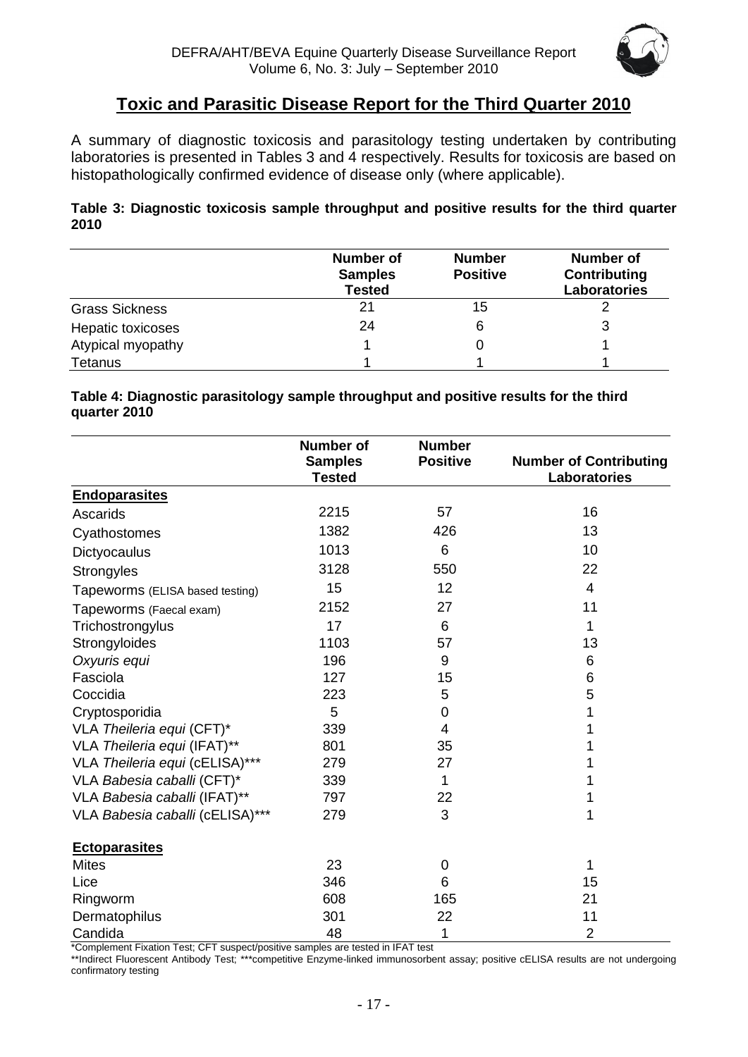## Toxic and Parasitic Disease Report for the Third Quarter 2010

A summary of diagnostic toxicosis and parasitology testing undertaken by contributing laboratories is presented in Tables 3 and 4 respectively. Results for toxicosis are based on histopathologically confirmed evidence of disease only (where applicable).

**Table 3: Diagnostic toxicosis sample throughput and positive results for the third quarter 2010**

| | Number of Samples Tested | Number Positive | Number of Contributing Laboratories |
|---|---|---|---|
| Grass Sickness | 21 | 15 | 2 |
| Hepatic toxicoses | 24 | 6 | 3 |
| Atypical myopathy | 1 | 0 | 1 |
| Tetanus | 1 | 1 | 1 |

**Table 4: Diagnostic parasitology sample throughput and positive results for the third quarter 2010**

| | Number of Samples Tested | Number Positive | Number of Contributing Laboratories |
|---|---|---|---|
| **Endoparasites** | | | |
| Ascarids | 2215 | 57 | 16 |
| Cyathostomes | 1382 | 426 | 13 |
| Dictyocaulus | 1013 | 6 | 10 |
| Strongyles | 3128 | 550 | 22 |
| Tapeworms (ELISA based testing) | 15 | 12 | 4 |
| Tapeworms (Faecal exam) | 2152 | 27 | 11 |
| Trichostrongylus | 17 | 6 | 1 |
| Strongyloides | 1103 | 57 | 13 |
| *Oxyuris equi* | 196 | 9 | 6 |
| Fasciola | 127 | 15 | 6 |
| Coccidia | 223 | 5 | 5 |
| Cryptosporidia | 5 | 0 | 1 |
| VLA *Theileria equi* (CFT)* | 339 | 4 | 1 |
| VLA *Theileria equi* (IFAT)** | 801 | 35 | 1 |
| VLA *Theileria equi* (cELISA)*** | 279 | 27 | 1 |
| VLA *Babesia caballi* (CFT)* | 339 | 1 | 1 |
| VLA *Babesia caballi* (IFAT)** | 797 | 22 | 1 |
| VLA *Babesia caballi* (cELISA)*** | 279 | 3 | 1 |
| **Ectoparasites** | | | |
| Mites | 23 | 0 | 1 |
| Lice | 346 | 6 | 15 |
| Ringworm | 608 | 165 | 21 |
| Dermatophilus | 301 | 22 | 11 |
| Candida | 48 | 1 | 2 |

*Complement Fixation Test; CFT suspect/positive samples are tested in IFAT test

**Indirect Fluorescent Antibody Test; ***competitive Enzyme-linked immunosorbent assay; positive cELISA results are not undergoing confirmatory testing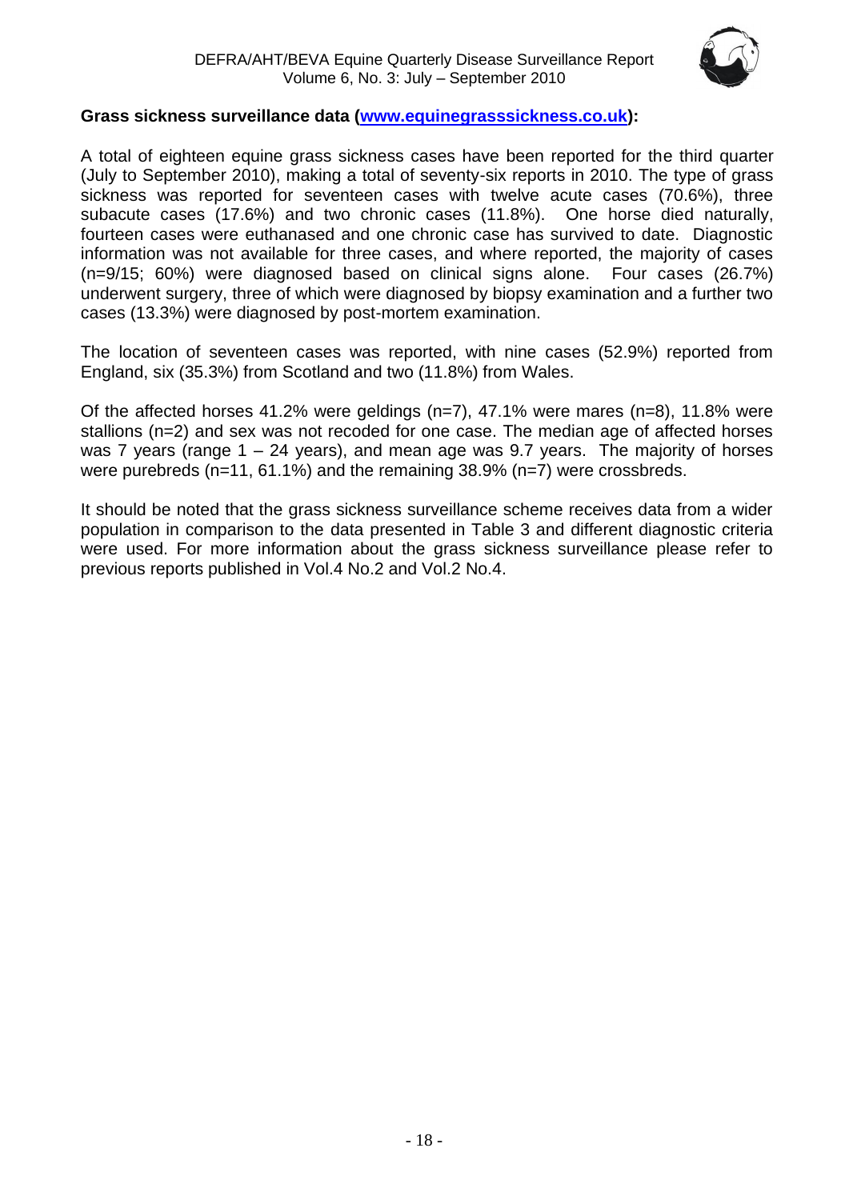**Grass sickness surveillance data ([www.equinegrasssickness.co.uk](http://www.equinegrasssickness.co.uk)):**

A total of eighteen equine grass sickness cases have been reported for the third quarter (July to September 2010), making a total of seventy-six reports in 2010. The type of grass sickness was reported for seventeen cases with twelve acute cases (70.6%), three subacute cases (17.6%) and two chronic cases (11.8%). One horse died naturally, fourteen cases were euthanased and one chronic case has survived to date. Diagnostic information was not available for three cases, and where reported, the majority of cases (n=9/15; 60%) were diagnosed based on clinical signs alone. Four cases (26.7%) underwent surgery, three of which were diagnosed by biopsy examination and a further two cases (13.3%) were diagnosed by post-mortem examination.

The location of seventeen cases was reported, with nine cases (52.9%) reported from England, six (35.3%) from Scotland and two (11.8%) from Wales.

Of the affected horses 41.2% were geldings (n=7), 47.1% were mares (n=8), 11.8% were stallions (n=2) and sex was not recoded for one case. The median age of affected horses was 7 years (range 1 – 24 years), and mean age was 9.7 years. The majority of horses were purebreds (n=11, 61.1%) and the remaining 38.9% (n=7) were crossbreds.

It should be noted that the grass sickness surveillance scheme receives data from a wider population in comparison to the data presented in Table 3 and different diagnostic criteria were used. For more information about the grass sickness surveillance please refer to previous reports published in Vol.4 No.2 and Vol.2 No.4.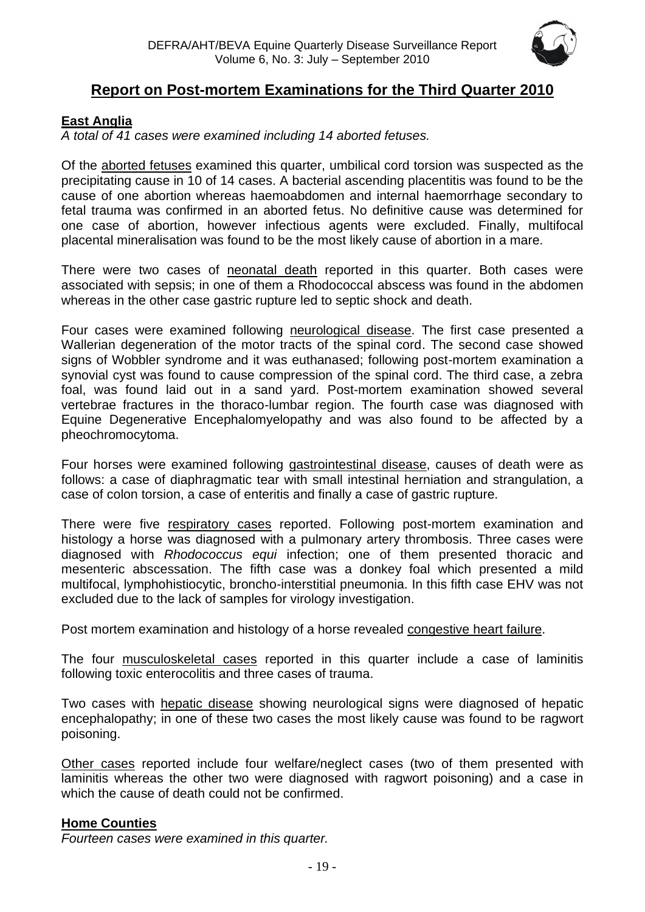## Report on Post-mortem Examinations for the Third Quarter 2010

### East Anglia

*A total of 41 cases were examined including 14 aborted fetuses.*

Of the aborted fetuses examined this quarter, umbilical cord torsion was suspected as the precipitating cause in 10 of 14 cases. A bacterial ascending placentitis was found to be the cause of one abortion whereas haemoabdomen and internal haemorrhage secondary to fetal trauma was confirmed in an aborted fetus. No definitive cause was determined for one case of abortion, however infectious agents were excluded. Finally, multifocal placental mineralisation was found to be the most likely cause of abortion in a mare.

There were two cases of neonatal death reported in this quarter. Both cases were associated with sepsis; in one of them a Rhodococcal abscess was found in the abdomen whereas in the other case gastric rupture led to septic shock and death.

Four cases were examined following neurological disease. The first case presented a Wallerian degeneration of the motor tracts of the spinal cord. The second case showed signs of Wobbler syndrome and it was euthanased; following post-mortem examination a synovial cyst was found to cause compression of the spinal cord. The third case, a zebra foal, was found laid out in a sand yard. Post-mortem examination showed several vertebrae fractures in the thoraco-lumbar region. The fourth case was diagnosed with Equine Degenerative Encephalomyelopathy and was also found to be affected by a pheochromocytoma.

Four horses were examined following gastrointestinal disease, causes of death were as follows: a case of diaphragmatic tear with small intestinal herniation and strangulation, a case of colon torsion, a case of enteritis and finally a case of gastric rupture.

There were five respiratory cases reported. Following post-mortem examination and histology a horse was diagnosed with a pulmonary artery thrombosis. Three cases were diagnosed with *Rhodococcus equi* infection; one of them presented thoracic and mesenteric abscessation. The fifth case was a donkey foal which presented a mild multifocal, lymphohistiocytic, broncho-interstitial pneumonia. In this fifth case EHV was not excluded due to the lack of samples for virology investigation.

Post mortem examination and histology of a horse revealed congestive heart failure.

The four musculoskeletal cases reported in this quarter include a case of laminitis following toxic enterocolitis and three cases of trauma.

Two cases with hepatic disease showing neurological signs were diagnosed of hepatic encephalopathy; in one of these two cases the most likely cause was found to be ragwort poisoning.

Other cases reported include four welfare/neglect cases (two of them presented with laminitis whereas the other two were diagnosed with ragwort poisoning) and a case in which the cause of death could not be confirmed.

### Home Counties

*Fourteen cases were examined in this quarter.*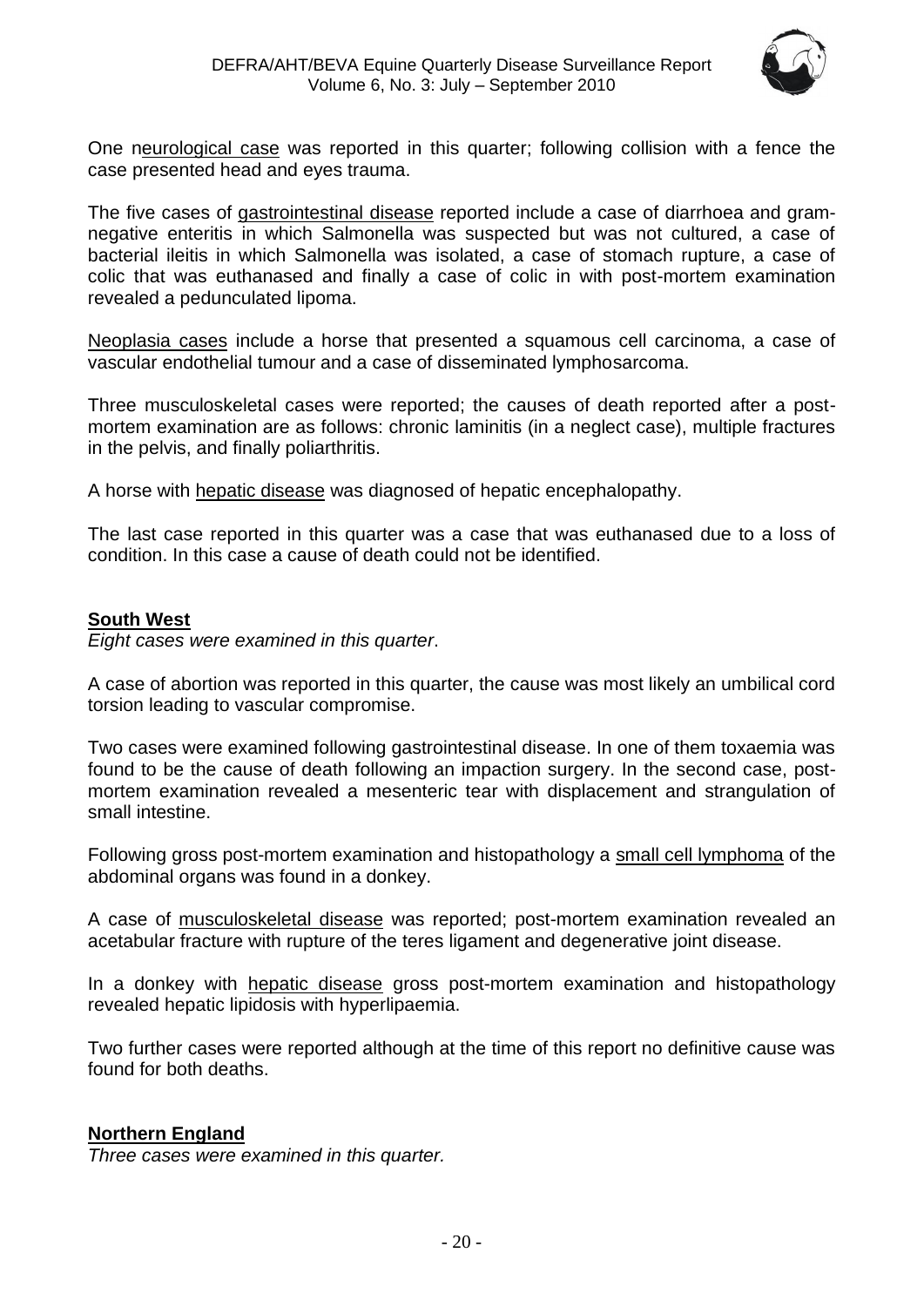One neurological case was reported in this quarter; following collision with a fence the case presented head and eyes trauma.

The five cases of gastrointestinal disease reported include a case of diarrhoea and gram-negative enteritis in which Salmonella was suspected but was not cultured, a case of bacterial ileitis in which Salmonella was isolated, a case of stomach rupture, a case of colic that was euthanased and finally a case of colic in with post-mortem examination revealed a pedunculated lipoma.

Neoplasia cases include a horse that presented a squamous cell carcinoma, a case of vascular endothelial tumour and a case of disseminated lymphosarcoma.

Three musculoskeletal cases were reported; the causes of death reported after a post-mortem examination are as follows: chronic laminitis (in a neglect case), multiple fractures in the pelvis, and finally poliarthritis.

A horse with hepatic disease was diagnosed of hepatic encephalopathy.

The last case reported in this quarter was a case that was euthanased due to a loss of condition. In this case a cause of death could not be identified.

## South West

*Eight cases were examined in this quarter*.

A case of abortion was reported in this quarter, the cause was most likely an umbilical cord torsion leading to vascular compromise.

Two cases were examined following gastrointestinal disease. In one of them toxaemia was found to be the cause of death following an impaction surgery. In the second case, post-mortem examination revealed a mesenteric tear with displacement and strangulation of small intestine.

Following gross post-mortem examination and histopathology a small cell lymphoma of the abdominal organs was found in a donkey.

A case of musculoskeletal disease was reported; post-mortem examination revealed an acetabular fracture with rupture of the teres ligament and degenerative joint disease.

In a donkey with hepatic disease gross post-mortem examination and histopathology revealed hepatic lipidosis with hyperlipaemia.

Two further cases were reported although at the time of this report no definitive cause was found for both deaths.

## Northern England

*Three cases were examined in this quarter.*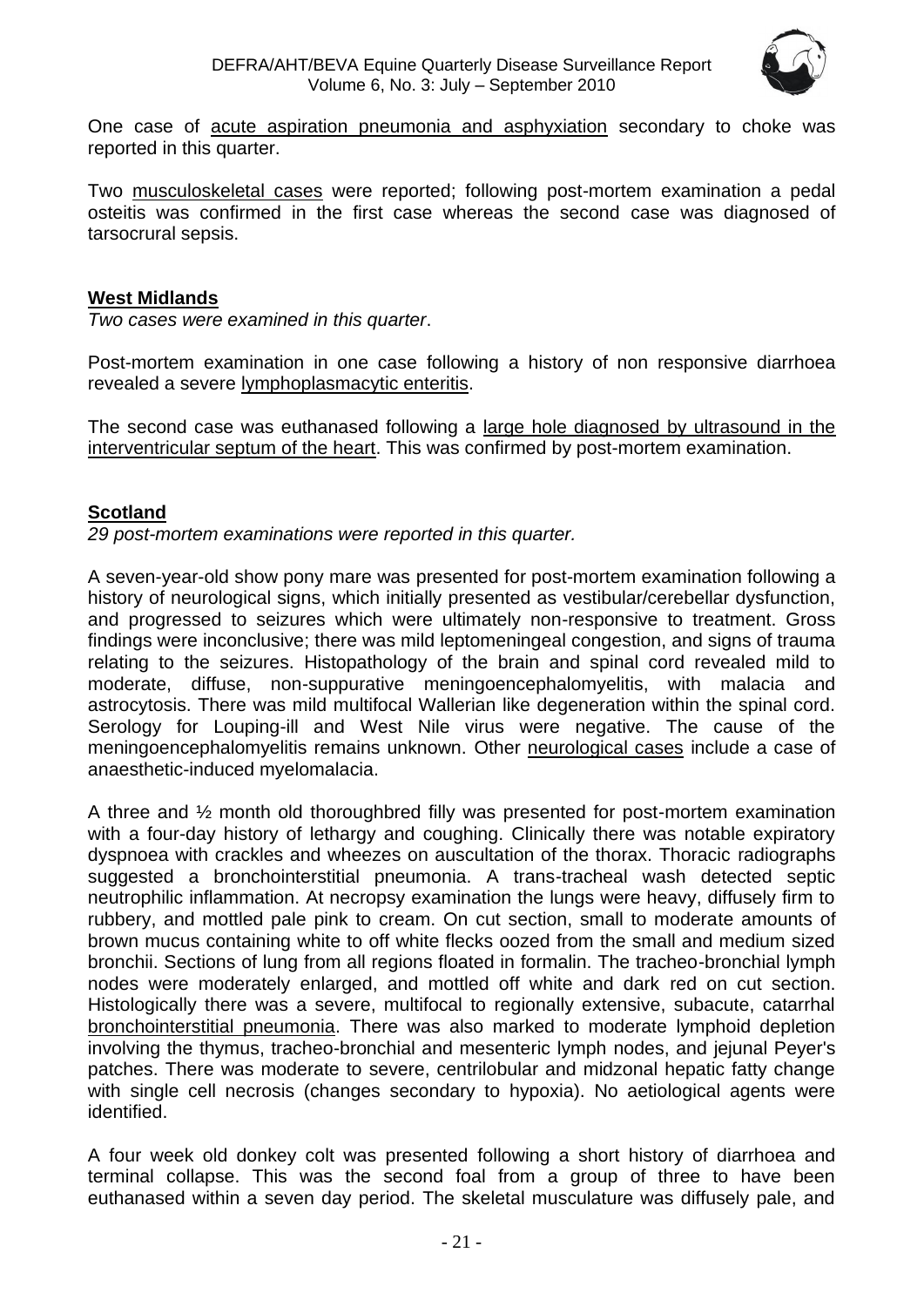One case of acute aspiration pneumonia and asphyxiation secondary to choke was reported in this quarter.

Two musculoskeletal cases were reported; following post-mortem examination a pedal osteitis was confirmed in the first case whereas the second case was diagnosed of tarsocrural sepsis.

## West Midlands

*Two cases were examined in this quarter*.

Post-mortem examination in one case following a history of non responsive diarrhoea revealed a severe lymphoplasmacytic enteritis.

The second case was euthanased following a large hole diagnosed by ultrasound in the interventricular septum of the heart. This was confirmed by post-mortem examination.

## Scotland

*29 post-mortem examinations were reported in this quarter.*

A seven-year-old show pony mare was presented for post-mortem examination following a history of neurological signs, which initially presented as vestibular/cerebellar dysfunction, and progressed to seizures which were ultimately non-responsive to treatment. Gross findings were inconclusive; there was mild leptomeningeal congestion, and signs of trauma relating to the seizures. Histopathology of the brain and spinal cord revealed mild to moderate, diffuse, non-suppurative meningoencephalomyelitis, with malacia and astrocytosis. There was mild multifocal Wallerian like degeneration within the spinal cord. Serology for Louping-ill and West Nile virus were negative. The cause of the meningoencephalomyelitis remains unknown. Other neurological cases include a case of anaesthetic-induced myelomalacia.

A three and ½ month old thoroughbred filly was presented for post-mortem examination with a four-day history of lethargy and coughing. Clinically there was notable expiratory dyspnoea with crackles and wheezes on auscultation of the thorax. Thoracic radiographs suggested a bronchointerstitial pneumonia. A trans-tracheal wash detected septic neutrophilic inflammation. At necropsy examination the lungs were heavy, diffusely firm to rubbery, and mottled pale pink to cream. On cut section, small to moderate amounts of brown mucus containing white to off white flecks oozed from the small and medium sized bronchii. Sections of lung from all regions floated in formalin. The tracheo-bronchial lymph nodes were moderately enlarged, and mottled off white and dark red on cut section. Histologically there was a severe, multifocal to regionally extensive, subacute, catarrhal bronchointerstitial pneumonia. There was also marked to moderate lymphoid depletion involving the thymus, tracheo-bronchial and mesenteric lymph nodes, and jejunal Peyer's patches. There was moderate to severe, centrilobular and midzonal hepatic fatty change with single cell necrosis (changes secondary to hypoxia). No aetiological agents were identified.

A four week old donkey colt was presented following a short history of diarrhoea and terminal collapse. This was the second foal from a group of three to have been euthanased within a seven day period. The skeletal musculature was diffusely pale, and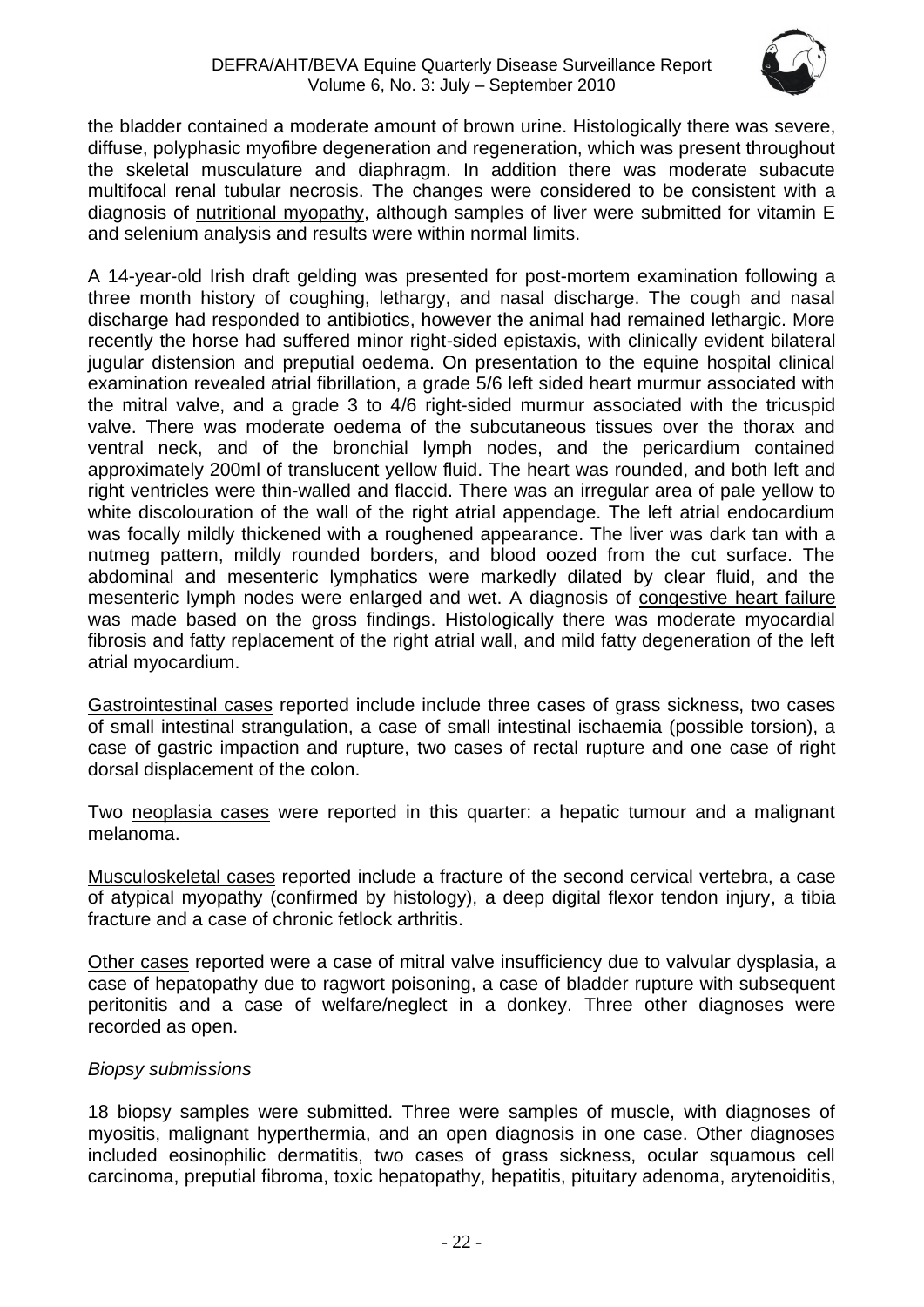the bladder contained a moderate amount of brown urine. Histologically there was severe, diffuse, polyphasic myofibre degeneration and regeneration, which was present throughout the skeletal musculature and diaphragm. In addition there was moderate subacute multifocal renal tubular necrosis. The changes were considered to be consistent with a diagnosis of <u>nutritional myopathy</u>, although samples of liver were submitted for vitamin E and selenium analysis and results were within normal limits.

A 14-year-old Irish draft gelding was presented for post-mortem examination following a three month history of coughing, lethargy, and nasal discharge. The cough and nasal discharge had responded to antibiotics, however the animal had remained lethargic. More recently the horse had suffered minor right-sided epistaxis, with clinically evident bilateral jugular distension and preputial oedema. On presentation to the equine hospital clinical examination revealed atrial fibrillation, a grade 5/6 left sided heart murmur associated with the mitral valve, and a grade 3 to 4/6 right-sided murmur associated with the tricuspid valve. There was moderate oedema of the subcutaneous tissues over the thorax and ventral neck, and of the bronchial lymph nodes, and the pericardium contained approximately 200ml of translucent yellow fluid. The heart was rounded, and both left and right ventricles were thin-walled and flaccid. There was an irregular area of pale yellow to white discolouration of the wall of the right atrial appendage. The left atrial endocardium was focally mildly thickened with a roughened appearance. The liver was dark tan with a nutmeg pattern, mildly rounded borders, and blood oozed from the cut surface. The abdominal and mesenteric lymphatics were markedly dilated by clear fluid, and the mesenteric lymph nodes were enlarged and wet. A diagnosis of <u>congestive heart failure</u> was made based on the gross findings. Histologically there was moderate myocardial fibrosis and fatty replacement of the right atrial wall, and mild fatty degeneration of the left atrial myocardium.

<u>Gastrointestinal cases</u> reported include include three cases of grass sickness, two cases of small intestinal strangulation, a case of small intestinal ischaemia (possible torsion), a case of gastric impaction and rupture, two cases of rectal rupture and one case of right dorsal displacement of the colon.

Two <u>neoplasia cases</u> were reported in this quarter: a hepatic tumour and a malignant melanoma.

<u>Musculoskeletal cases</u> reported include a fracture of the second cervical vertebra, a case of atypical myopathy (confirmed by histology), a deep digital flexor tendon injury, a tibia fracture and a case of chronic fetlock arthritis.

<u>Other cases</u> reported were a case of mitral valve insufficiency due to valvular dysplasia, a case of hepatopathy due to ragwort poisoning, a case of bladder rupture with subsequent peritonitis and a case of welfare/neglect in a donkey. Three other diagnoses were recorded as open.

*Biopsy submissions*

18 biopsy samples were submitted. Three were samples of muscle, with diagnoses of myositis, malignant hyperthermia, and an open diagnosis in one case. Other diagnoses included eosinophilic dermatitis, two cases of grass sickness, ocular squamous cell carcinoma, preputial fibroma, toxic hepatopathy, hepatitis, pituitary adenoma, arytenoiditis,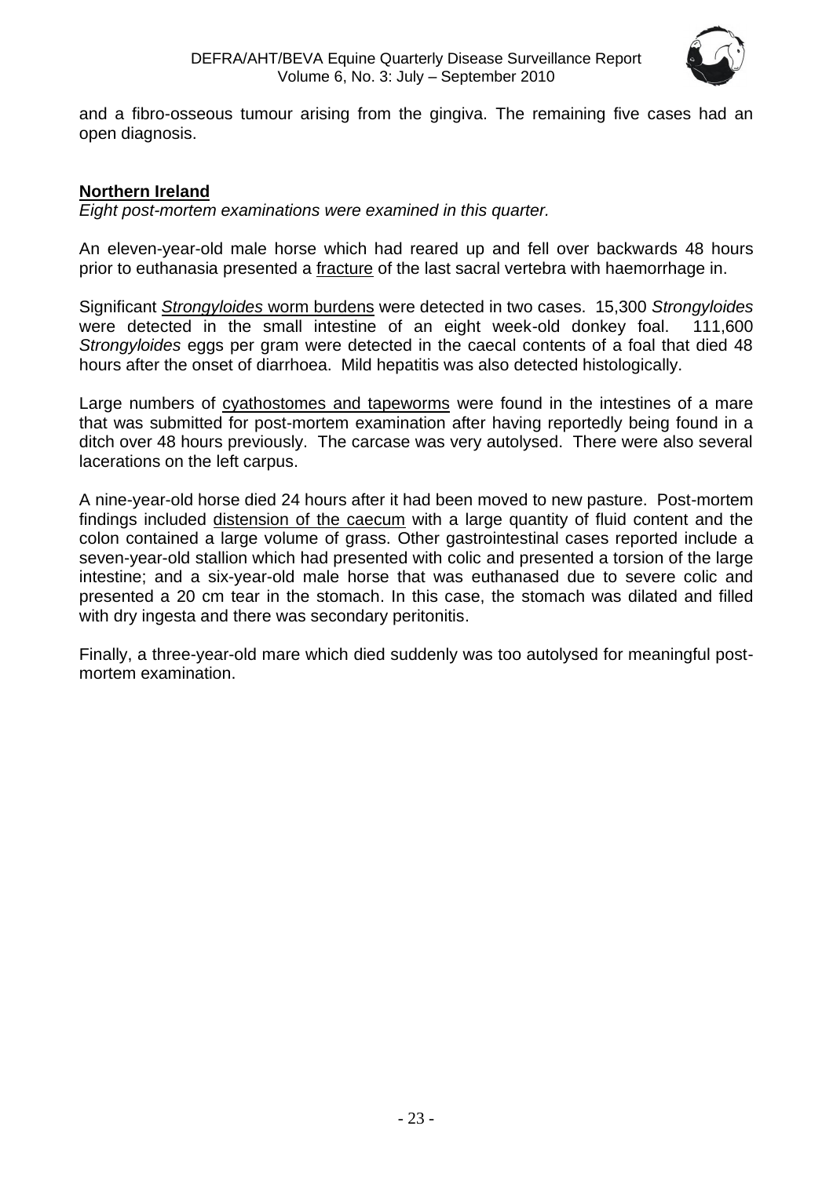and a fibro-osseous tumour arising from the gingiva. The remaining five cases had an open diagnosis.

## **Northern Ireland**

*Eight post-mortem examinations were examined in this quarter.*

An eleven-year-old male horse which had reared up and fell over backwards 48 hours prior to euthanasia presented a fracture of the last sacral vertebra with haemorrhage in.

Significant *Strongyloides* worm burdens were detected in two cases. 15,300 *Strongyloides* were detected in the small intestine of an eight week-old donkey foal. 111,600 *Strongyloides* eggs per gram were detected in the caecal contents of a foal that died 48 hours after the onset of diarrhoea. Mild hepatitis was also detected histologically.

Large numbers of cyathostomes and tapeworms were found in the intestines of a mare that was submitted for post-mortem examination after having reportedly being found in a ditch over 48 hours previously. The carcase was very autolysed. There were also several lacerations on the left carpus.

A nine-year-old horse died 24 hours after it had been moved to new pasture. Post-mortem findings included distension of the caecum with a large quantity of fluid content and the colon contained a large volume of grass. Other gastrointestinal cases reported include a seven-year-old stallion which had presented with colic and presented a torsion of the large intestine; and a six-year-old male horse that was euthanased due to severe colic and presented a 20 cm tear in the stomach. In this case, the stomach was dilated and filled with dry ingesta and there was secondary peritonitis.

Finally, a three-year-old mare which died suddenly was too autolysed for meaningful post-mortem examination.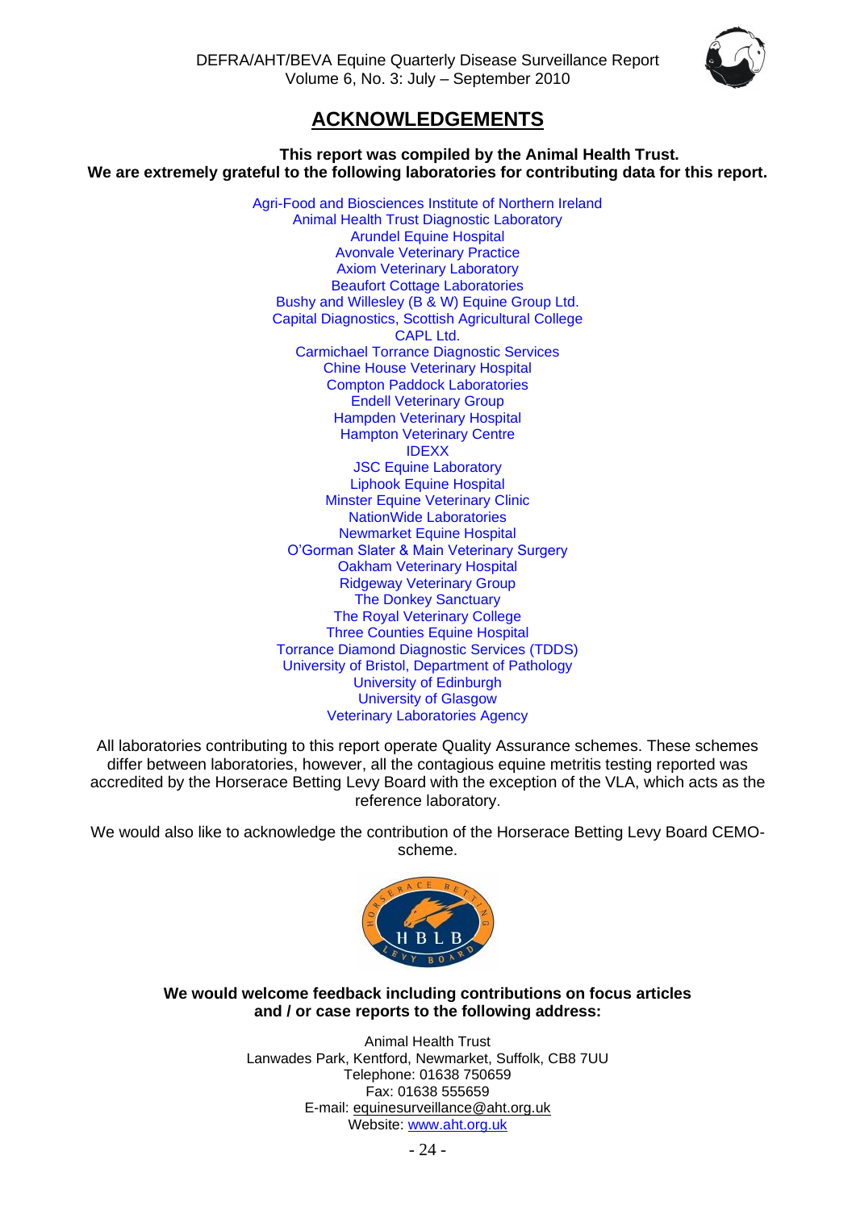# ACKNOWLEDGEMENTS

**This report was compiled by the Animal Health Trust.**
**We are extremely grateful to the following laboratories for contributing data for this report.**

Agri-Food and Biosciences Institute of Northern Ireland
Animal Health Trust Diagnostic Laboratory
Arundel Equine Hospital
Avonvale Veterinary Practice
Axiom Veterinary Laboratory
Beaufort Cottage Laboratories
Bushy and Willesley (B & W) Equine Group Ltd.
Capital Diagnostics, Scottish Agricultural College
CAPL Ltd.
Carmichael Torrance Diagnostic Services
Chine House Veterinary Hospital
Compton Paddock Laboratories
Endell Veterinary Group
Hampden Veterinary Hospital
Hampton Veterinary Centre
IDEXX
JSC Equine Laboratory
Liphook Equine Hospital
Minster Equine Veterinary Clinic
NationWide Laboratories
Newmarket Equine Hospital
O'Gorman Slater & Main Veterinary Surgery
Oakham Veterinary Hospital
Ridgeway Veterinary Group
The Donkey Sanctuary
The Royal Veterinary College
Three Counties Equine Hospital
Torrance Diamond Diagnostic Services (TDDS)
University of Bristol, Department of Pathology
University of Edinburgh
University of Glasgow
Veterinary Laboratories Agency

All laboratories contributing to this report operate Quality Assurance schemes. These schemes differ between laboratories, however, all the contagious equine metritis testing reported was accredited by the Horserace Betting Levy Board with the exception of the VLA, which acts as the reference laboratory.

We would also like to acknowledge the contribution of the Horserace Betting Levy Board CEMO-scheme.

**We would welcome feedback including contributions on focus articles and / or case reports to the following address:**

Animal Health Trust
Lanwades Park, Kentford, Newmarket, Suffolk, CB8 7UU
Telephone: 01638 750659
Fax: 01638 555659
E-mail: equinesurveillance@aht.org.uk
Website: www.aht.org.uk